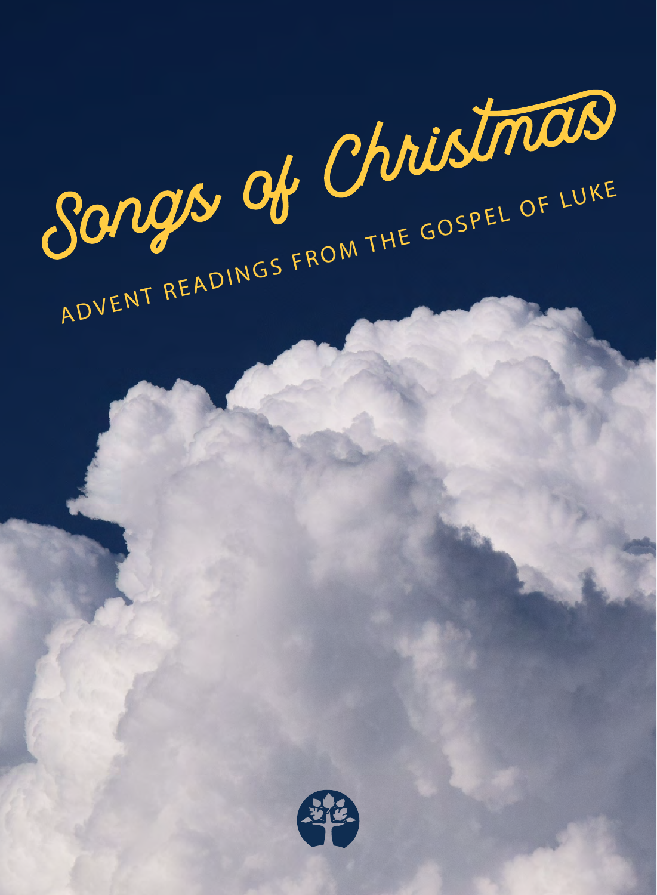# Songs of Christmas

ADVENT READINGS FROM THE GOSPEL OF LUKE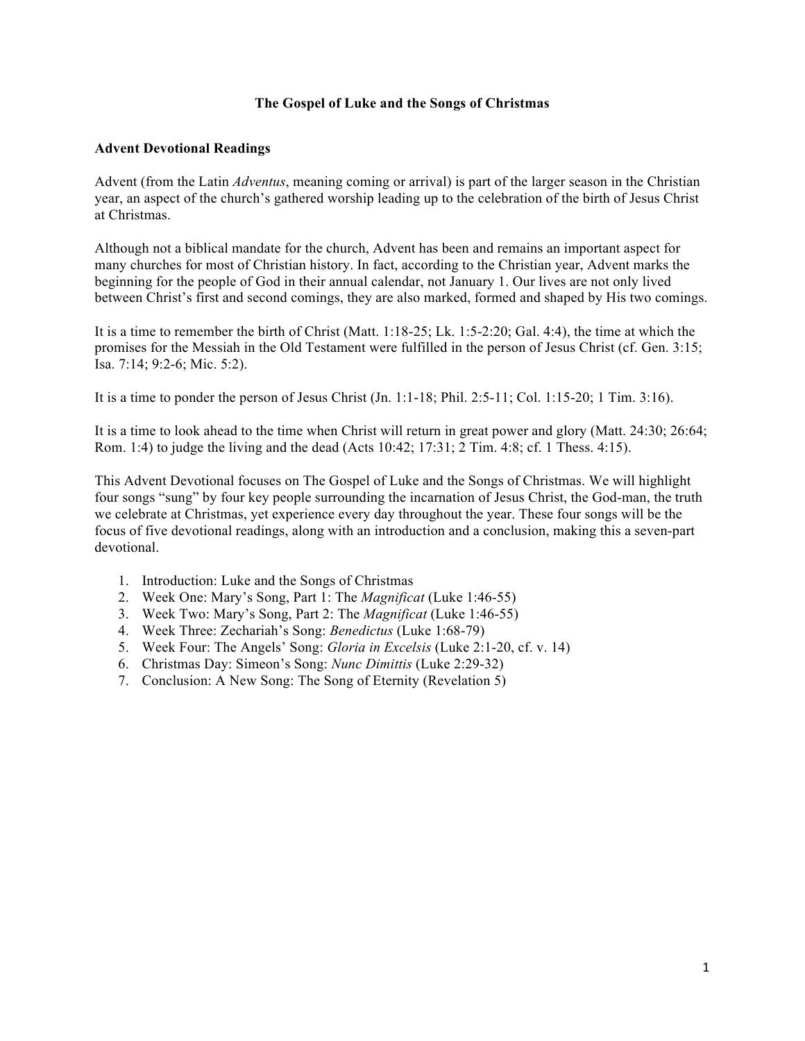# The Gospel of Luke and the Songs of Christmas

## Advent Devotional Readings

Advent (from the Latin *Adventus*, meaning coming or arrival) is part of the larger season in the Christian year, an aspect of the church's gathered worship leading up to the celebration of the birth of Jesus Christ at Christmas.

Although not a biblical mandate for the church, Advent has been and remains an important aspect for many churches for most of Christian history. In fact, according to the Christian year, Advent marks the beginning for the people of God in their annual calendar, not January 1. Our lives are not only lived between Christ's first and second comings, they are also marked, formed and shaped by His two comings.

It is a time to remember the birth of Christ (Matt. 1:18-25; Lk. 1:5-2:20; Gal. 4:4), the time at which the promises for the Messiah in the Old Testament were fulfilled in the person of Jesus Christ (cf. Gen. 3:15; Isa. 7:14; 9:2-6; Mic. 5:2).

It is a time to ponder the person of Jesus Christ (Jn. 1:1-18; Phil. 2:5-11; Col. 1:15-20; 1 Tim. 3:16).

It is a time to look ahead to the time when Christ will return in great power and glory (Matt. 24:30; 26:64; Rom. 1:4) to judge the living and the dead (Acts 10:42; 17:31; 2 Tim. 4:8; cf. 1 Thess. 4:15).

This Advent Devotional focuses on The Gospel of Luke and the Songs of Christmas. We will highlight four songs "sung" by four key people surrounding the incarnation of Jesus Christ, the God-man, the truth we celebrate at Christmas, yet experience every day throughout the year. These four songs will be the focus of five devotional readings, along with an introduction and a conclusion, making this a seven-part devotional.

1. Introduction: Luke and the Songs of Christmas
2. Week One: Mary's Song, Part 1: The *Magnificat* (Luke 1:46-55)
3. Week Two: Mary's Song, Part 2: The *Magnificat* (Luke 1:46-55)
4. Week Three: Zechariah's Song: *Benedictus* (Luke 1:68-79)
5. Week Four: The Angels' Song: *Gloria in Excelsis* (Luke 2:1-20, cf. v. 14)
6. Christmas Day: Simeon's Song: *Nunc Dimittis* (Luke 2:29-32)
7. Conclusion: A New Song: The Song of Eternity (Revelation 5)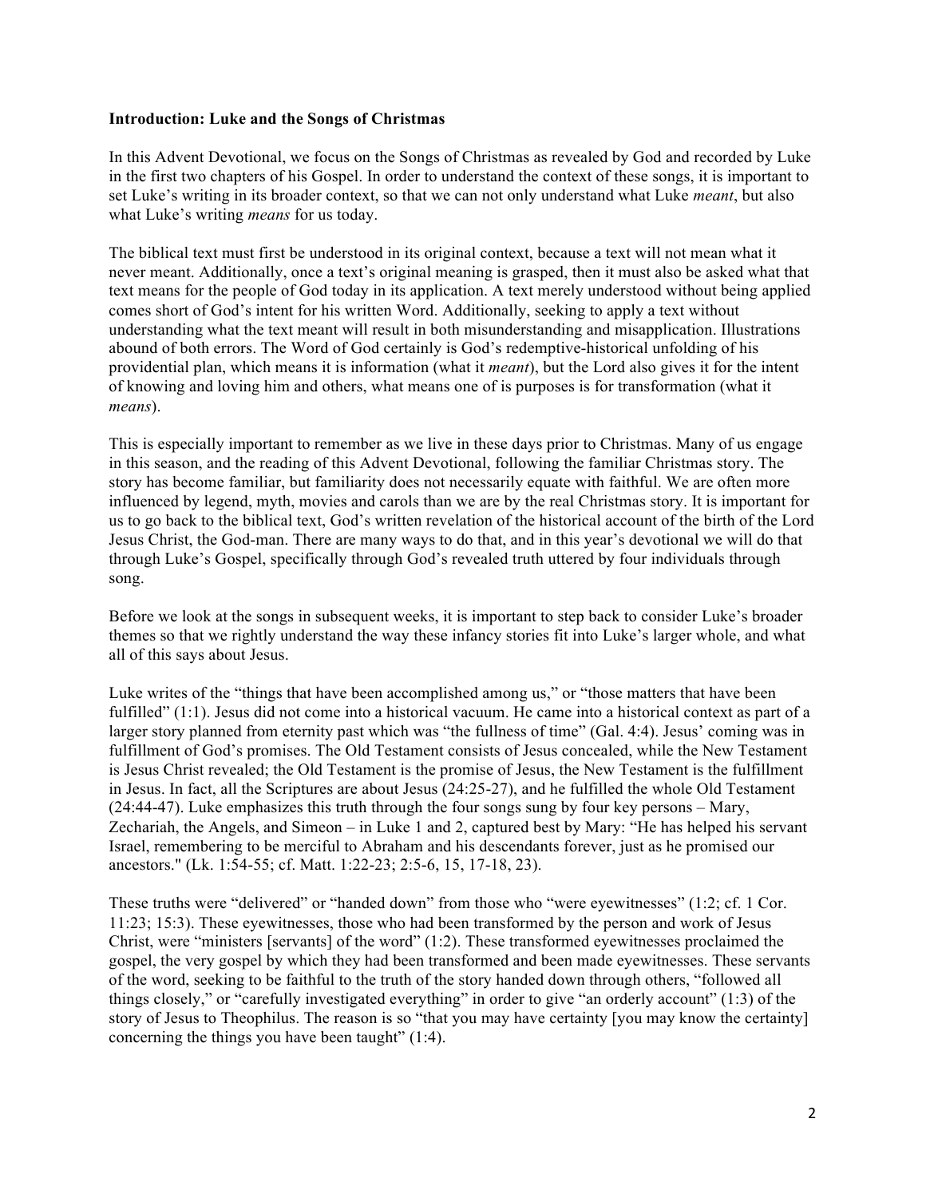**Introduction: Luke and the Songs of Christmas**

In this Advent Devotional, we focus on the Songs of Christmas as revealed by God and recorded by Luke in the first two chapters of his Gospel. In order to understand the context of these songs, it is important to set Luke's writing in its broader context, so that we can not only understand what Luke *meant*, but also what Luke's writing *means* for us today.

The biblical text must first be understood in its original context, because a text will not mean what it never meant. Additionally, once a text's original meaning is grasped, then it must also be asked what that text means for the people of God today in its application. A text merely understood without being applied comes short of God's intent for his written Word. Additionally, seeking to apply a text without understanding what the text meant will result in both misunderstanding and misapplication. Illustrations abound of both errors. The Word of God certainly is God's redemptive-historical unfolding of his providential plan, which means it is information (what it *meant*), but the Lord also gives it for the intent of knowing and loving him and others, what means one of is purposes is for transformation (what it *means*).

This is especially important to remember as we live in these days prior to Christmas. Many of us engage in this season, and the reading of this Advent Devotional, following the familiar Christmas story. The story has become familiar, but familiarity does not necessarily equate with faithful. We are often more influenced by legend, myth, movies and carols than we are by the real Christmas story. It is important for us to go back to the biblical text, God's written revelation of the historical account of the birth of the Lord Jesus Christ, the God-man. There are many ways to do that, and in this year's devotional we will do that through Luke's Gospel, specifically through God's revealed truth uttered by four individuals through song.

Before we look at the songs in subsequent weeks, it is important to step back to consider Luke's broader themes so that we rightly understand the way these infancy stories fit into Luke's larger whole, and what all of this says about Jesus.

Luke writes of the "things that have been accomplished among us," or "those matters that have been fulfilled" (1:1). Jesus did not come into a historical vacuum. He came into a historical context as part of a larger story planned from eternity past which was "the fullness of time" (Gal. 4:4). Jesus' coming was in fulfillment of God's promises. The Old Testament consists of Jesus concealed, while the New Testament is Jesus Christ revealed; the Old Testament is the promise of Jesus, the New Testament is the fulfillment in Jesus. In fact, all the Scriptures are about Jesus (24:25-27), and he fulfilled the whole Old Testament (24:44-47). Luke emphasizes this truth through the four songs sung by four key persons – Mary, Zechariah, the Angels, and Simeon – in Luke 1 and 2, captured best by Mary: "He has helped his servant Israel, remembering to be merciful to Abraham and his descendants forever, just as he promised our ancestors." (Lk. 1:54-55; cf. Matt. 1:22-23; 2:5-6, 15, 17-18, 23).

These truths were "delivered" or "handed down" from those who "were eyewitnesses" (1:2; cf. 1 Cor. 11:23; 15:3). These eyewitnesses, those who had been transformed by the person and work of Jesus Christ, were "ministers [servants] of the word" (1:2). These transformed eyewitnesses proclaimed the gospel, the very gospel by which they had been transformed and been made eyewitnesses. These servants of the word, seeking to be faithful to the truth of the story handed down through others, "followed all things closely," or "carefully investigated everything" in order to give "an orderly account" (1:3) of the story of Jesus to Theophilus. The reason is so "that you may have certainty [you may know the certainty] concerning the things you have been taught" (1:4).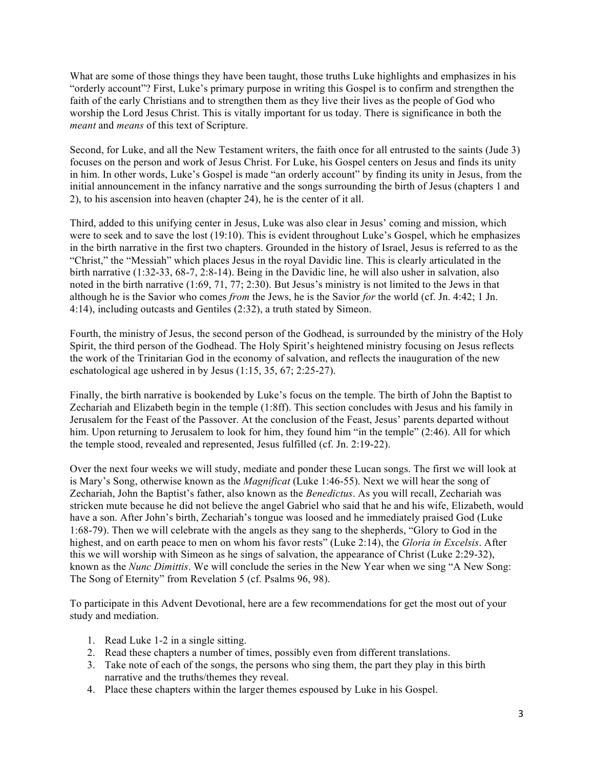What are some of those things they have been taught, those truths Luke highlights and emphasizes in his "orderly account"? First, Luke's primary purpose in writing this Gospel is to confirm and strengthen the faith of the early Christians and to strengthen them as they live their lives as the people of God who worship the Lord Jesus Christ. This is vitally important for us today. There is significance in both the *meant* and *means* of this text of Scripture.

Second, for Luke, and all the New Testament writers, the faith once for all entrusted to the saints (Jude 3) focuses on the person and work of Jesus Christ. For Luke, his Gospel centers on Jesus and finds its unity in him. In other words, Luke's Gospel is made "an orderly account" by finding its unity in Jesus, from the initial announcement in the infancy narrative and the songs surrounding the birth of Jesus (chapters 1 and 2), to his ascension into heaven (chapter 24), he is the center of it all.

Third, added to this unifying center in Jesus, Luke was also clear in Jesus' coming and mission, which were to seek and to save the lost (19:10). This is evident throughout Luke's Gospel, which he emphasizes in the birth narrative in the first two chapters. Grounded in the history of Israel, Jesus is referred to as the "Christ," the "Messiah" which places Jesus in the royal Davidic line. This is clearly articulated in the birth narrative (1:32-33, 68-7, 2:8-14). Being in the Davidic line, he will also usher in salvation, also noted in the birth narrative (1:69, 71, 77; 2:30). But Jesus's ministry is not limited to the Jews in that although he is the Savior who comes *from* the Jews, he is the Savior *for* the world (cf. Jn. 4:42; 1 Jn. 4:14), including outcasts and Gentiles (2:32), a truth stated by Simeon.

Fourth, the ministry of Jesus, the second person of the Godhead, is surrounded by the ministry of the Holy Spirit, the third person of the Godhead. The Holy Spirit's heightened ministry focusing on Jesus reflects the work of the Trinitarian God in the economy of salvation, and reflects the inauguration of the new eschatological age ushered in by Jesus (1:15, 35, 67; 2:25-27).

Finally, the birth narrative is bookended by Luke's focus on the temple. The birth of John the Baptist to Zechariah and Elizabeth begin in the temple (1:8ff). This section concludes with Jesus and his family in Jerusalem for the Feast of the Passover. At the conclusion of the Feast, Jesus' parents departed without him. Upon returning to Jerusalem to look for him, they found him "in the temple" (2:46). All for which the temple stood, revealed and represented, Jesus fulfilled (cf. Jn. 2:19-22).

Over the next four weeks we will study, mediate and ponder these Lucan songs. The first we will look at is Mary's Song, otherwise known as the *Magnificat* (Luke 1:46-55). Next we will hear the song of Zechariah, John the Baptist's father, also known as the *Benedictus*. As you will recall, Zechariah was stricken mute because he did not believe the angel Gabriel who said that he and his wife, Elizabeth, would have a son. After John's birth, Zechariah's tongue was loosed and he immediately praised God (Luke 1:68-79). Then we will celebrate with the angels as they sang to the shepherds, "Glory to God in the highest, and on earth peace to men on whom his favor rests" (Luke 2:14), the *Gloria in Excelsis*. After this we will worship with Simeon as he sings of salvation, the appearance of Christ (Luke 2:29-32), known as the *Nunc Dimittis*. We will conclude the series in the New Year when we sing "A New Song: The Song of Eternity" from Revelation 5 (cf. Psalms 96, 98).

To participate in this Advent Devotional, here are a few recommendations for get the most out of your study and mediation.

1. Read Luke 1-2 in a single sitting.
2. Read these chapters a number of times, possibly even from different translations.
3. Take note of each of the songs, the persons who sing them, the part they play in this birth narrative and the truths/themes they reveal.
4. Place these chapters within the larger themes espoused by Luke in his Gospel.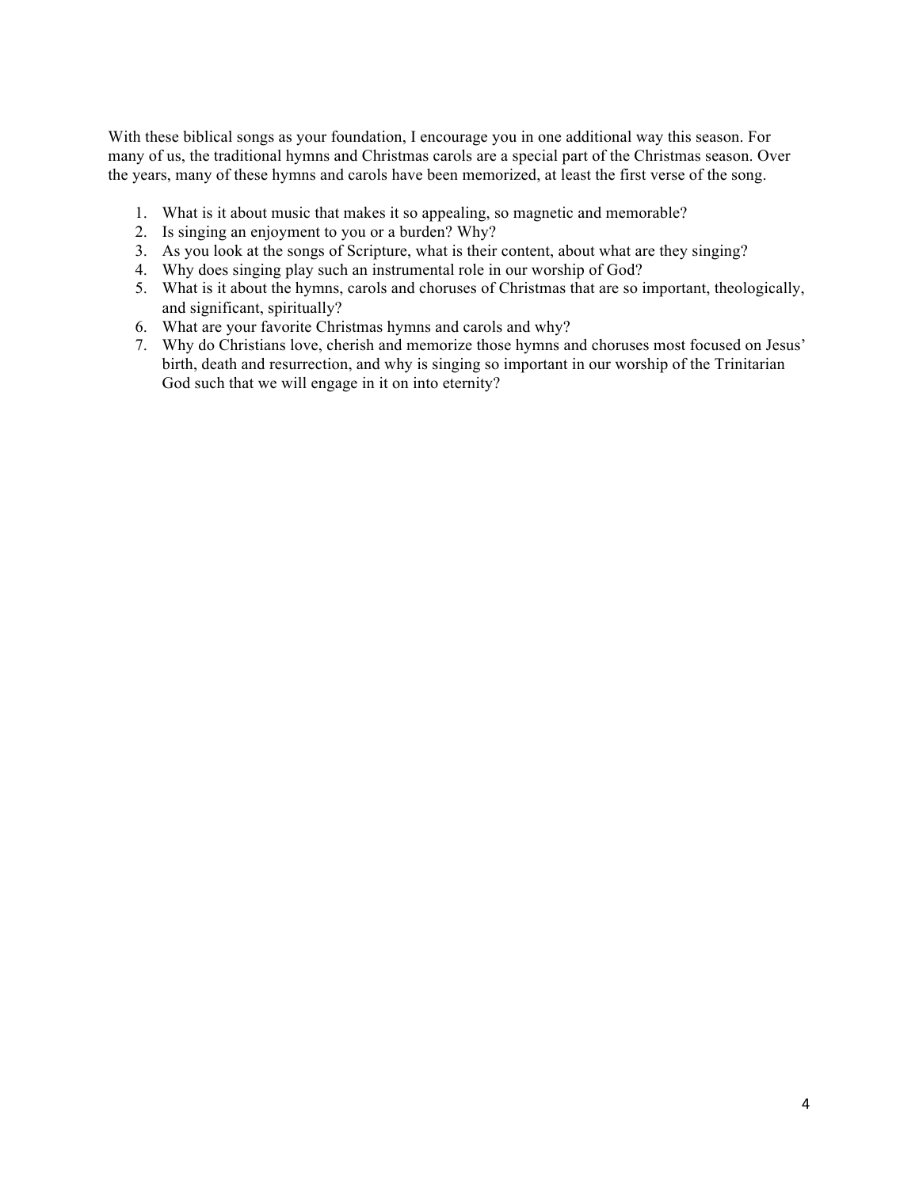With these biblical songs as your foundation, I encourage you in one additional way this season. For many of us, the traditional hymns and Christmas carols are a special part of the Christmas season. Over the years, many of these hymns and carols have been memorized, at least the first verse of the song.

1. What is it about music that makes it so appealing, so magnetic and memorable?
2. Is singing an enjoyment to you or a burden? Why?
3. As you look at the songs of Scripture, what is their content, about what are they singing?
4. Why does singing play such an instrumental role in our worship of God?
5. What is it about the hymns, carols and choruses of Christmas that are so important, theologically, and significant, spiritually?
6. What are your favorite Christmas hymns and carols and why?
7. Why do Christians love, cherish and memorize those hymns and choruses most focused on Jesus' birth, death and resurrection, and why is singing so important in our worship of the Trinitarian God such that we will engage in it on into eternity?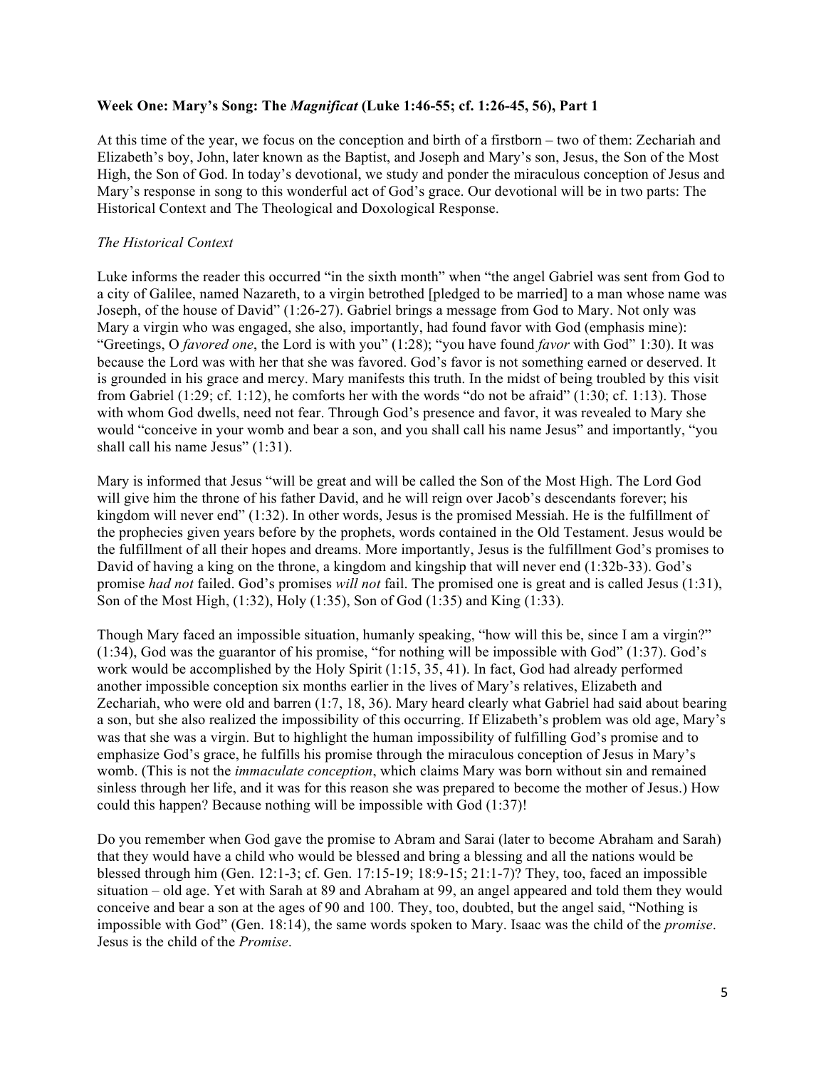**Week One: Mary's Song: The *Magnificat* (Luke 1:46-55; cf. 1:26-45, 56), Part 1**

At this time of the year, we focus on the conception and birth of a firstborn – two of them: Zechariah and Elizabeth's boy, John, later known as the Baptist, and Joseph and Mary's son, Jesus, the Son of the Most High, the Son of God. In today's devotional, we study and ponder the miraculous conception of Jesus and Mary's response in song to this wonderful act of God's grace. Our devotional will be in two parts: The Historical Context and The Theological and Doxological Response.

*The Historical Context*

Luke informs the reader this occurred "in the sixth month" when "the angel Gabriel was sent from God to a city of Galilee, named Nazareth, to a virgin betrothed [pledged to be married] to a man whose name was Joseph, of the house of David" (1:26-27). Gabriel brings a message from God to Mary. Not only was Mary a virgin who was engaged, she also, importantly, had found favor with God (emphasis mine): "Greetings, O *favored one*, the Lord is with you" (1:28); "you have found *favor* with God" 1:30). It was because the Lord was with her that she was favored. God's favor is not something earned or deserved. It is grounded in his grace and mercy. Mary manifests this truth. In the midst of being troubled by this visit from Gabriel (1:29; cf. 1:12), he comforts her with the words "do not be afraid" (1:30; cf. 1:13). Those with whom God dwells, need not fear. Through God's presence and favor, it was revealed to Mary she would "conceive in your womb and bear a son, and you shall call his name Jesus" and importantly, "you shall call his name Jesus" (1:31).

Mary is informed that Jesus "will be great and will be called the Son of the Most High. The Lord God will give him the throne of his father David, and he will reign over Jacob's descendants forever; his kingdom will never end" (1:32). In other words, Jesus is the promised Messiah. He is the fulfillment of the prophecies given years before by the prophets, words contained in the Old Testament. Jesus would be the fulfillment of all their hopes and dreams. More importantly, Jesus is the fulfillment God's promises to David of having a king on the throne, a kingdom and kingship that will never end (1:32b-33). God's promise *had not* failed. God's promises *will not* fail. The promised one is great and is called Jesus (1:31), Son of the Most High, (1:32), Holy (1:35), Son of God (1:35) and King (1:33).

Though Mary faced an impossible situation, humanly speaking, "how will this be, since I am a virgin?" (1:34), God was the guarantor of his promise, "for nothing will be impossible with God" (1:37). God's work would be accomplished by the Holy Spirit (1:15, 35, 41). In fact, God had already performed another impossible conception six months earlier in the lives of Mary's relatives, Elizabeth and Zechariah, who were old and barren (1:7, 18, 36). Mary heard clearly what Gabriel had said about bearing a son, but she also realized the impossibility of this occurring. If Elizabeth's problem was old age, Mary's was that she was a virgin. But to highlight the human impossibility of fulfilling God's promise and to emphasize God's grace, he fulfills his promise through the miraculous conception of Jesus in Mary's womb. (This is not the *immaculate conception*, which claims Mary was born without sin and remained sinless through her life, and it was for this reason she was prepared to become the mother of Jesus.) How could this happen? Because nothing will be impossible with God (1:37)!

Do you remember when God gave the promise to Abram and Sarai (later to become Abraham and Sarah) that they would have a child who would be blessed and bring a blessing and all the nations would be blessed through him (Gen. 12:1-3; cf. Gen. 17:15-19; 18:9-15; 21:1-7)? They, too, faced an impossible situation – old age. Yet with Sarah at 89 and Abraham at 99, an angel appeared and told them they would conceive and bear a son at the ages of 90 and 100. They, too, doubted, but the angel said, "Nothing is impossible with God" (Gen. 18:14), the same words spoken to Mary. Isaac was the child of the *promise*. Jesus is the child of the *Promise*.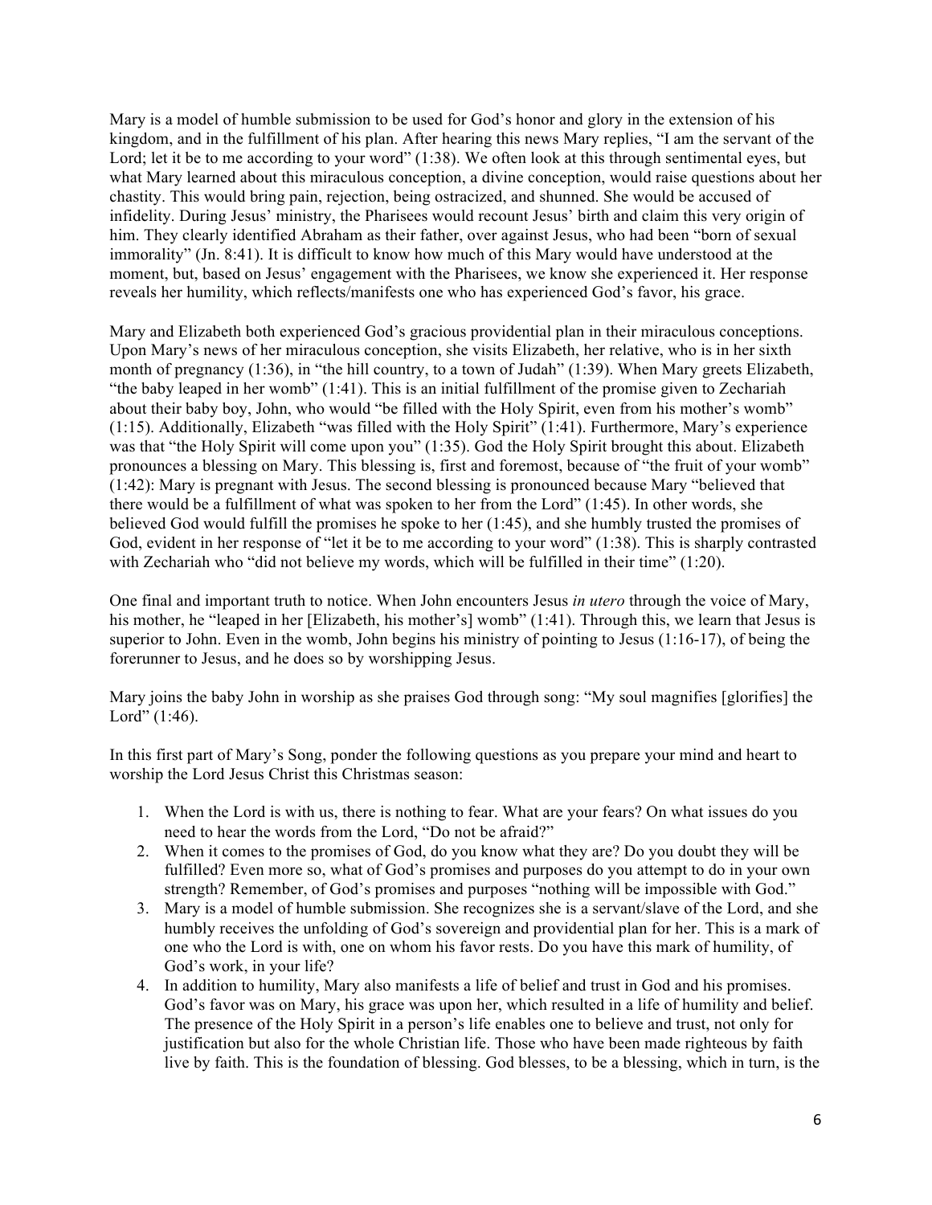Mary is a model of humble submission to be used for God's honor and glory in the extension of his kingdom, and in the fulfillment of his plan. After hearing this news Mary replies, "I am the servant of the Lord; let it be to me according to your word" (1:38). We often look at this through sentimental eyes, but what Mary learned about this miraculous conception, a divine conception, would raise questions about her chastity. This would bring pain, rejection, being ostracized, and shunned. She would be accused of infidelity. During Jesus' ministry, the Pharisees would recount Jesus' birth and claim this very origin of him. They clearly identified Abraham as their father, over against Jesus, who had been "born of sexual immorality" (Jn. 8:41). It is difficult to know how much of this Mary would have understood at the moment, but, based on Jesus' engagement with the Pharisees, we know she experienced it. Her response reveals her humility, which reflects/manifests one who has experienced God's favor, his grace.

Mary and Elizabeth both experienced God's gracious providential plan in their miraculous conceptions. Upon Mary's news of her miraculous conception, she visits Elizabeth, her relative, who is in her sixth month of pregnancy (1:36), in "the hill country, to a town of Judah" (1:39). When Mary greets Elizabeth, "the baby leaped in her womb" (1:41). This is an initial fulfillment of the promise given to Zechariah about their baby boy, John, who would "be filled with the Holy Spirit, even from his mother's womb" (1:15). Additionally, Elizabeth "was filled with the Holy Spirit" (1:41). Furthermore, Mary's experience was that "the Holy Spirit will come upon you" (1:35). God the Holy Spirit brought this about. Elizabeth pronounces a blessing on Mary. This blessing is, first and foremost, because of "the fruit of your womb" (1:42): Mary is pregnant with Jesus. The second blessing is pronounced because Mary "believed that there would be a fulfillment of what was spoken to her from the Lord" (1:45). In other words, she believed God would fulfill the promises he spoke to her (1:45), and she humbly trusted the promises of God, evident in her response of "let it be to me according to your word" (1:38). This is sharply contrasted with Zechariah who "did not believe my words, which will be fulfilled in their time" (1:20).

One final and important truth to notice. When John encounters Jesus *in utero* through the voice of Mary, his mother, he "leaped in her [Elizabeth, his mother's] womb" (1:41). Through this, we learn that Jesus is superior to John. Even in the womb, John begins his ministry of pointing to Jesus (1:16-17), of being the forerunner to Jesus, and he does so by worshipping Jesus.

Mary joins the baby John in worship as she praises God through song: "My soul magnifies [glorifies] the Lord" (1:46).

In this first part of Mary's Song, ponder the following questions as you prepare your mind and heart to worship the Lord Jesus Christ this Christmas season:

1. When the Lord is with us, there is nothing to fear. What are your fears? On what issues do you need to hear the words from the Lord, "Do not be afraid?"
2. When it comes to the promises of God, do you know what they are? Do you doubt they will be fulfilled? Even more so, what of God's promises and purposes do you attempt to do in your own strength? Remember, of God's promises and purposes "nothing will be impossible with God."
3. Mary is a model of humble submission. She recognizes she is a servant/slave of the Lord, and she humbly receives the unfolding of God's sovereign and providential plan for her. This is a mark of one who the Lord is with, one on whom his favor rests. Do you have this mark of humility, of God's work, in your life?
4. In addition to humility, Mary also manifests a life of belief and trust in God and his promises. God's favor was on Mary, his grace was upon her, which resulted in a life of humility and belief. The presence of the Holy Spirit in a person's life enables one to believe and trust, not only for justification but also for the whole Christian life. Those who have been made righteous by faith live by faith. This is the foundation of blessing. God blesses, to be a blessing, which in turn, is the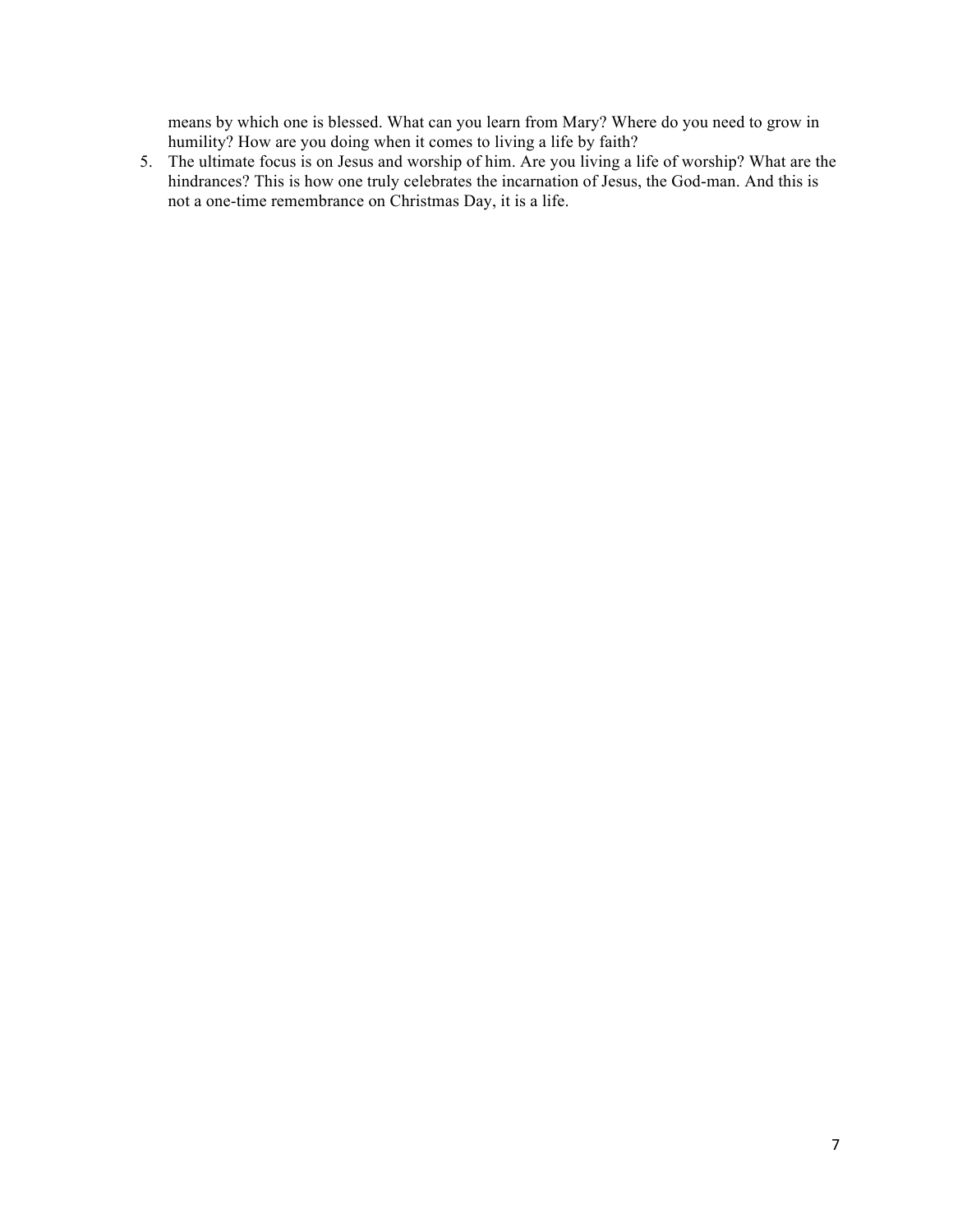means by which one is blessed. What can you learn from Mary? Where do you need to grow in humility? How are you doing when it comes to living a life by faith?

5. The ultimate focus is on Jesus and worship of him. Are you living a life of worship? What are the hindrances? This is how one truly celebrates the incarnation of Jesus, the God-man. And this is not a one-time remembrance on Christmas Day, it is a life.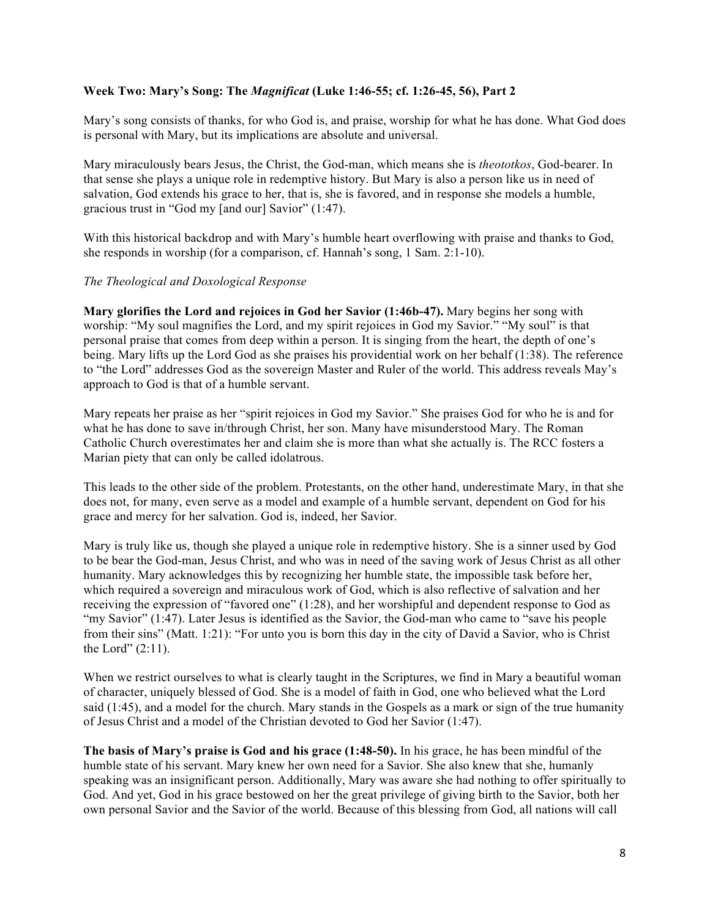**Week Two: Mary's Song: The *Magnificat* (Luke 1:46-55; cf. 1:26-45, 56), Part 2**

Mary's song consists of thanks, for who God is, and praise, worship for what he has done. What God does is personal with Mary, but its implications are absolute and universal.

Mary miraculously bears Jesus, the Christ, the God-man, which means she is *theototkos*, God-bearer. In that sense she plays a unique role in redemptive history. But Mary is also a person like us in need of salvation, God extends his grace to her, that is, she is favored, and in response she models a humble, gracious trust in "God my [and our] Savior" (1:47).

With this historical backdrop and with Mary's humble heart overflowing with praise and thanks to God, she responds in worship (for a comparison, cf. Hannah's song, 1 Sam. 2:1-10).

*The Theological and Doxological Response*

**Mary glorifies the Lord and rejoices in God her Savior (1:46b-47).** Mary begins her song with worship: "My soul magnifies the Lord, and my spirit rejoices in God my Savior." "My soul" is that personal praise that comes from deep within a person. It is singing from the heart, the depth of one's being. Mary lifts up the Lord God as she praises his providential work on her behalf (1:38). The reference to "the Lord" addresses God as the sovereign Master and Ruler of the world. This address reveals May's approach to God is that of a humble servant.

Mary repeats her praise as her "spirit rejoices in God my Savior." She praises God for who he is and for what he has done to save in/through Christ, her son. Many have misunderstood Mary. The Roman Catholic Church overestimates her and claim she is more than what she actually is. The RCC fosters a Marian piety that can only be called idolatrous.

This leads to the other side of the problem. Protestants, on the other hand, underestimate Mary, in that she does not, for many, even serve as a model and example of a humble servant, dependent on God for his grace and mercy for her salvation. God is, indeed, her Savior.

Mary is truly like us, though she played a unique role in redemptive history. She is a sinner used by God to be bear the God-man, Jesus Christ, and who was in need of the saving work of Jesus Christ as all other humanity. Mary acknowledges this by recognizing her humble state, the impossible task before her, which required a sovereign and miraculous work of God, which is also reflective of salvation and her receiving the expression of "favored one" (1:28), and her worshipful and dependent response to God as "my Savior" (1:47). Later Jesus is identified as the Savior, the God-man who came to "save his people from their sins" (Matt. 1:21): "For unto you is born this day in the city of David a Savior, who is Christ the Lord" (2:11).

When we restrict ourselves to what is clearly taught in the Scriptures, we find in Mary a beautiful woman of character, uniquely blessed of God. She is a model of faith in God, one who believed what the Lord said (1:45), and a model for the church. Mary stands in the Gospels as a mark or sign of the true humanity of Jesus Christ and a model of the Christian devoted to God her Savior (1:47).

**The basis of Mary's praise is God and his grace (1:48-50).** In his grace, he has been mindful of the humble state of his servant. Mary knew her own need for a Savior. She also knew that she, humanly speaking was an insignificant person. Additionally, Mary was aware she had nothing to offer spiritually to God. And yet, God in his grace bestowed on her the great privilege of giving birth to the Savior, both her own personal Savior and the Savior of the world. Because of this blessing from God, all nations will call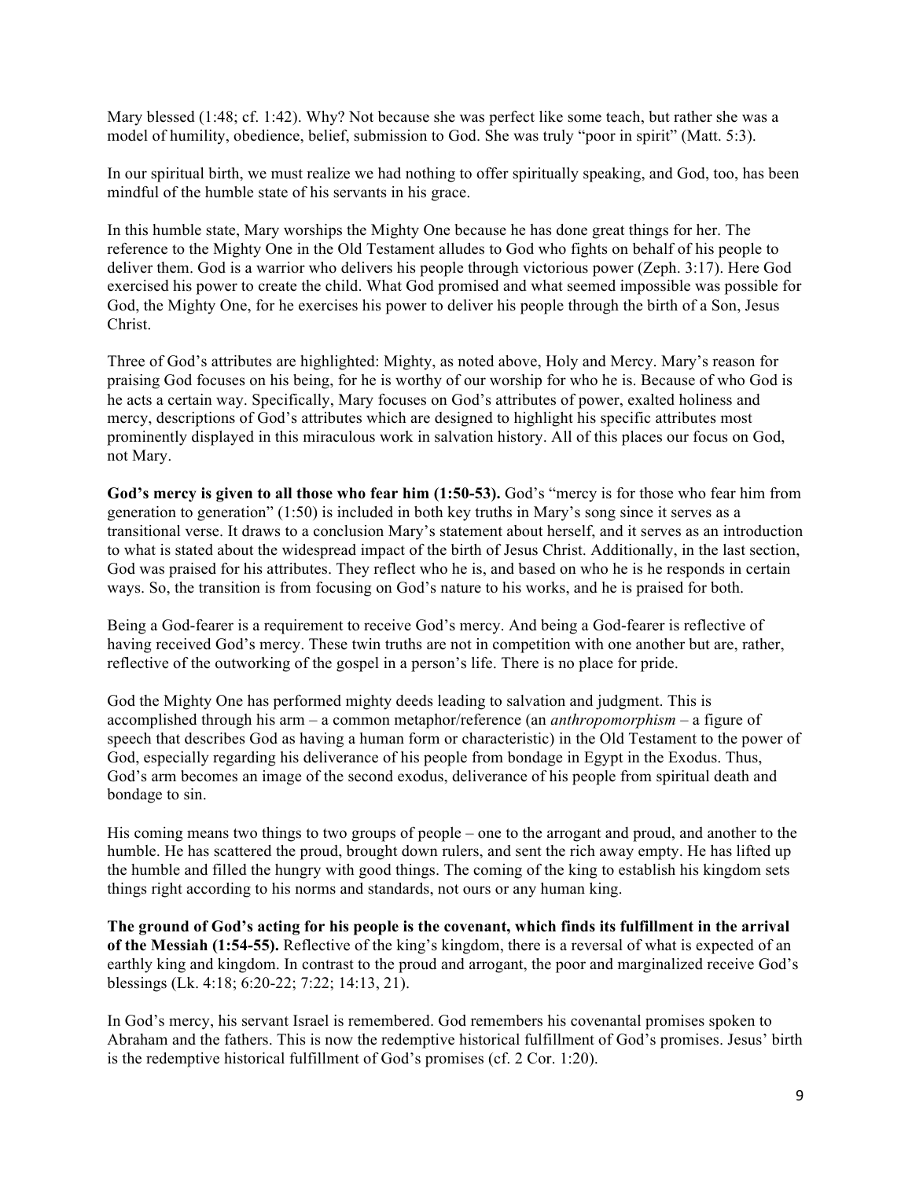Mary blessed (1:48; cf. 1:42). Why? Not because she was perfect like some teach, but rather she was a model of humility, obedience, belief, submission to God. She was truly "poor in spirit" (Matt. 5:3).

In our spiritual birth, we must realize we had nothing to offer spiritually speaking, and God, too, has been mindful of the humble state of his servants in his grace.

In this humble state, Mary worships the Mighty One because he has done great things for her. The reference to the Mighty One in the Old Testament alludes to God who fights on behalf of his people to deliver them. God is a warrior who delivers his people through victorious power (Zeph. 3:17). Here God exercised his power to create the child. What God promised and what seemed impossible was possible for God, the Mighty One, for he exercises his power to deliver his people through the birth of a Son, Jesus Christ.

Three of God's attributes are highlighted: Mighty, as noted above, Holy and Mercy. Mary's reason for praising God focuses on his being, for he is worthy of our worship for who he is. Because of who God is he acts a certain way. Specifically, Mary focuses on God's attributes of power, exalted holiness and mercy, descriptions of God's attributes which are designed to highlight his specific attributes most prominently displayed in this miraculous work in salvation history. All of this places our focus on God, not Mary.

**God's mercy is given to all those who fear him (1:50-53).** God's "mercy is for those who fear him from generation to generation" (1:50) is included in both key truths in Mary's song since it serves as a transitional verse. It draws to a conclusion Mary's statement about herself, and it serves as an introduction to what is stated about the widespread impact of the birth of Jesus Christ. Additionally, in the last section, God was praised for his attributes. They reflect who he is, and based on who he is he responds in certain ways. So, the transition is from focusing on God's nature to his works, and he is praised for both.

Being a God-fearer is a requirement to receive God's mercy. And being a God-fearer is reflective of having received God's mercy. These twin truths are not in competition with one another but are, rather, reflective of the outworking of the gospel in a person's life. There is no place for pride.

God the Mighty One has performed mighty deeds leading to salvation and judgment. This is accomplished through his arm – a common metaphor/reference (an *anthropomorphism* – a figure of speech that describes God as having a human form or characteristic) in the Old Testament to the power of God, especially regarding his deliverance of his people from bondage in Egypt in the Exodus. Thus, God's arm becomes an image of the second exodus, deliverance of his people from spiritual death and bondage to sin.

His coming means two things to two groups of people – one to the arrogant and proud, and another to the humble. He has scattered the proud, brought down rulers, and sent the rich away empty. He has lifted up the humble and filled the hungry with good things. The coming of the king to establish his kingdom sets things right according to his norms and standards, not ours or any human king.

**The ground of God's acting for his people is the covenant, which finds its fulfillment in the arrival of the Messiah (1:54-55).** Reflective of the king's kingdom, there is a reversal of what is expected of an earthly king and kingdom. In contrast to the proud and arrogant, the poor and marginalized receive God's blessings (Lk. 4:18; 6:20-22; 7:22; 14:13, 21).

In God's mercy, his servant Israel is remembered. God remembers his covenantal promises spoken to Abraham and the fathers. This is now the redemptive historical fulfillment of God's promises. Jesus' birth is the redemptive historical fulfillment of God's promises (cf. 2 Cor. 1:20).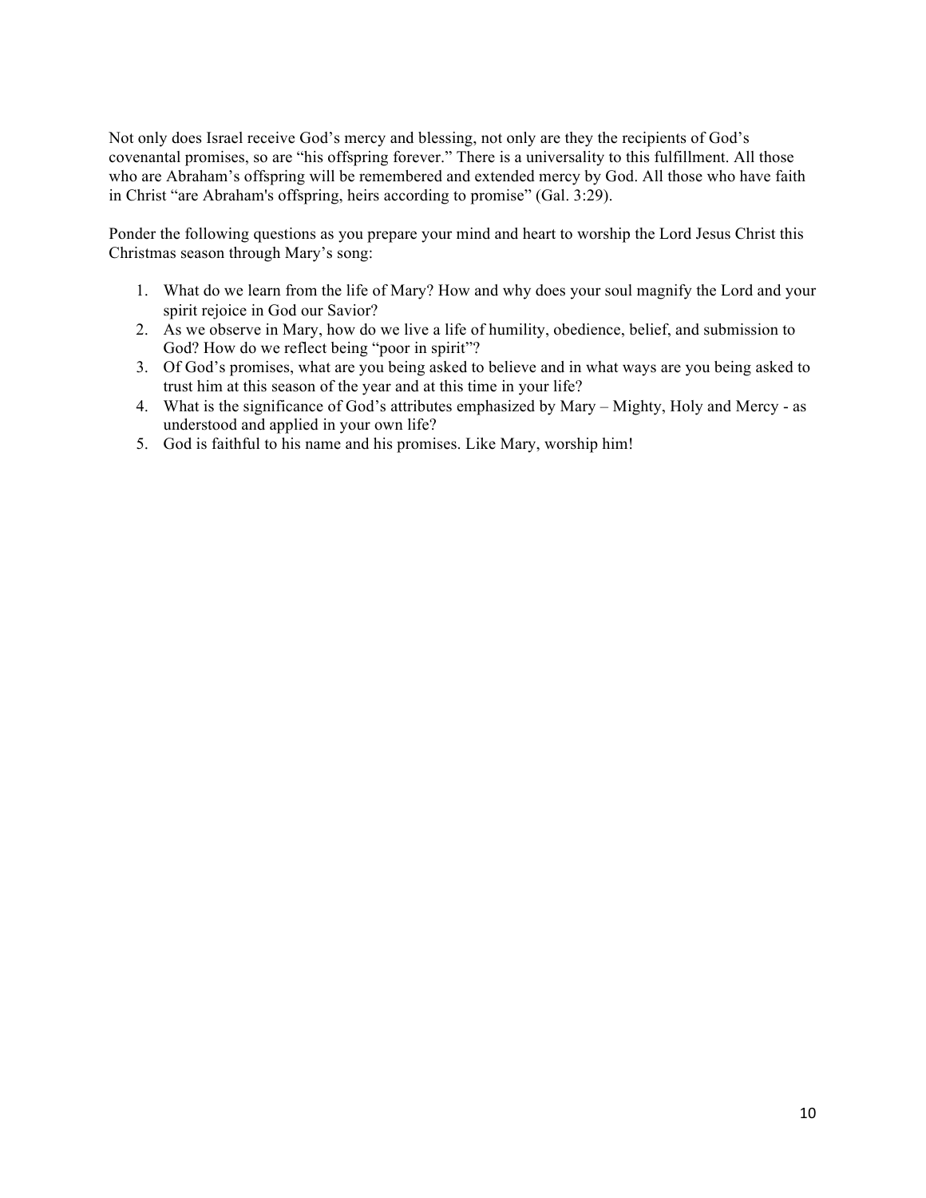Not only does Israel receive God's mercy and blessing, not only are they the recipients of God's covenantal promises, so are "his offspring forever." There is a universality to this fulfillment. All those who are Abraham's offspring will be remembered and extended mercy by God. All those who have faith in Christ "are Abraham's offspring, heirs according to promise" (Gal. 3:29).

Ponder the following questions as you prepare your mind and heart to worship the Lord Jesus Christ this Christmas season through Mary's song:

1. What do we learn from the life of Mary? How and why does your soul magnify the Lord and your spirit rejoice in God our Savior?
2. As we observe in Mary, how do we live a life of humility, obedience, belief, and submission to God? How do we reflect being "poor in spirit"?
3. Of God's promises, what are you being asked to believe and in what ways are you being asked to trust him at this season of the year and at this time in your life?
4. What is the significance of God's attributes emphasized by Mary – Mighty, Holy and Mercy - as understood and applied in your own life?
5. God is faithful to his name and his promises. Like Mary, worship him!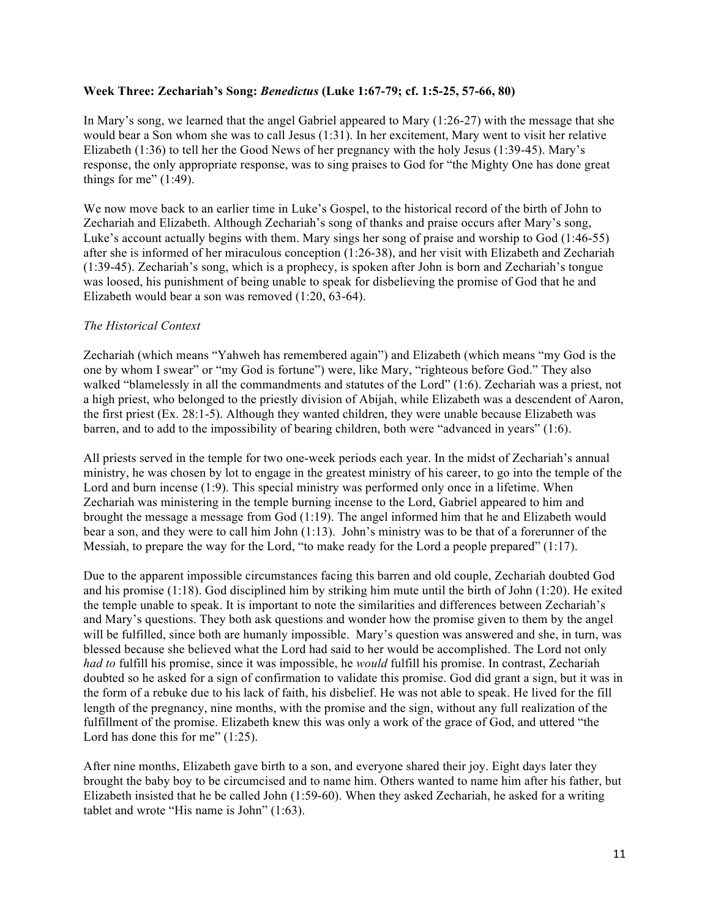**Week Three: Zechariah's Song: *Benedictus* (Luke 1:67-79; cf. 1:5-25, 57-66, 80)**

In Mary's song, we learned that the angel Gabriel appeared to Mary (1:26-27) with the message that she would bear a Son whom she was to call Jesus (1:31). In her excitement, Mary went to visit her relative Elizabeth (1:36) to tell her the Good News of her pregnancy with the holy Jesus (1:39-45). Mary's response, the only appropriate response, was to sing praises to God for "the Mighty One has done great things for me" (1:49).

We now move back to an earlier time in Luke's Gospel, to the historical record of the birth of John to Zechariah and Elizabeth. Although Zechariah's song of thanks and praise occurs after Mary's song, Luke's account actually begins with them. Mary sings her song of praise and worship to God (1:46-55) after she is informed of her miraculous conception (1:26-38), and her visit with Elizabeth and Zechariah (1:39-45). Zechariah's song, which is a prophecy, is spoken after John is born and Zechariah's tongue was loosed, his punishment of being unable to speak for disbelieving the promise of God that he and Elizabeth would bear a son was removed (1:20, 63-64).

*The Historical Context*

Zechariah (which means "Yahweh has remembered again") and Elizabeth (which means "my God is the one by whom I swear" or "my God is fortune") were, like Mary, "righteous before God." They also walked "blamelessly in all the commandments and statutes of the Lord" (1:6). Zechariah was a priest, not a high priest, who belonged to the priestly division of Abijah, while Elizabeth was a descendent of Aaron, the first priest (Ex. 28:1-5). Although they wanted children, they were unable because Elizabeth was barren, and to add to the impossibility of bearing children, both were "advanced in years" (1:6).

All priests served in the temple for two one-week periods each year. In the midst of Zechariah's annual ministry, he was chosen by lot to engage in the greatest ministry of his career, to go into the temple of the Lord and burn incense (1:9). This special ministry was performed only once in a lifetime. When Zechariah was ministering in the temple burning incense to the Lord, Gabriel appeared to him and brought the message a message from God (1:19). The angel informed him that he and Elizabeth would bear a son, and they were to call him John (1:13). John's ministry was to be that of a forerunner of the Messiah, to prepare the way for the Lord, "to make ready for the Lord a people prepared" (1:17).

Due to the apparent impossible circumstances facing this barren and old couple, Zechariah doubted God and his promise (1:18). God disciplined him by striking him mute until the birth of John (1:20). He exited the temple unable to speak. It is important to note the similarities and differences between Zechariah's and Mary's questions. They both ask questions and wonder how the promise given to them by the angel will be fulfilled, since both are humanly impossible. Mary's question was answered and she, in turn, was blessed because she believed what the Lord had said to her would be accomplished. The Lord not only *had to* fulfill his promise, since it was impossible, he *would* fulfill his promise. In contrast, Zechariah doubted so he asked for a sign of confirmation to validate this promise. God did grant a sign, but it was in the form of a rebuke due to his lack of faith, his disbelief. He was not able to speak. He lived for the fill length of the pregnancy, nine months, with the promise and the sign, without any full realization of the fulfillment of the promise. Elizabeth knew this was only a work of the grace of God, and uttered "the Lord has done this for me" (1:25).

After nine months, Elizabeth gave birth to a son, and everyone shared their joy. Eight days later they brought the baby boy to be circumcised and to name him. Others wanted to name him after his father, but Elizabeth insisted that he be called John (1:59-60). When they asked Zechariah, he asked for a writing tablet and wrote "His name is John" (1:63).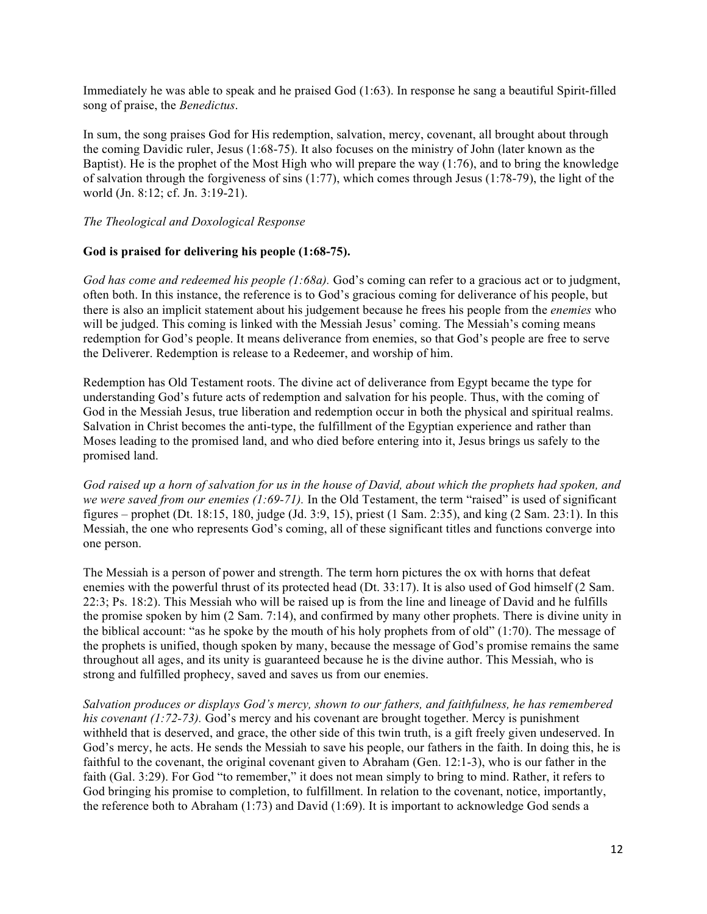Immediately he was able to speak and he praised God (1:63). In response he sang a beautiful Spirit-filled song of praise, the *Benedictus*.

In sum, the song praises God for His redemption, salvation, mercy, covenant, all brought about through the coming Davidic ruler, Jesus (1:68-75). It also focuses on the ministry of John (later known as the Baptist). He is the prophet of the Most High who will prepare the way (1:76), and to bring the knowledge of salvation through the forgiveness of sins (1:77), which comes through Jesus (1:78-79), the light of the world (Jn. 8:12; cf. Jn. 3:19-21).

*The Theological and Doxological Response*

**God is praised for delivering his people (1:68-75).**

*God has come and redeemed his people (1:68a).* God's coming can refer to a gracious act or to judgment, often both. In this instance, the reference is to God's gracious coming for deliverance of his people, but there is also an implicit statement about his judgement because he frees his people from the *enemies* who will be judged. This coming is linked with the Messiah Jesus' coming. The Messiah's coming means redemption for God's people. It means deliverance from enemies, so that God's people are free to serve the Deliverer. Redemption is release to a Redeemer, and worship of him.

Redemption has Old Testament roots. The divine act of deliverance from Egypt became the type for understanding God's future acts of redemption and salvation for his people. Thus, with the coming of God in the Messiah Jesus, true liberation and redemption occur in both the physical and spiritual realms. Salvation in Christ becomes the anti-type, the fulfillment of the Egyptian experience and rather than Moses leading to the promised land, and who died before entering into it, Jesus brings us safely to the promised land.

*God raised up a horn of salvation for us in the house of David, about which the prophets had spoken, and we were saved from our enemies (1:69-71).* In the Old Testament, the term "raised" is used of significant figures – prophet (Dt. 18:15, 180, judge (Jd. 3:9, 15), priest (1 Sam. 2:35), and king (2 Sam. 23:1). In this Messiah, the one who represents God's coming, all of these significant titles and functions converge into one person.

The Messiah is a person of power and strength. The term horn pictures the ox with horns that defeat enemies with the powerful thrust of its protected head (Dt. 33:17). It is also used of God himself (2 Sam. 22:3; Ps. 18:2). This Messiah who will be raised up is from the line and lineage of David and he fulfills the promise spoken by him (2 Sam. 7:14), and confirmed by many other prophets. There is divine unity in the biblical account: "as he spoke by the mouth of his holy prophets from of old" (1:70). The message of the prophets is unified, though spoken by many, because the message of God's promise remains the same throughout all ages, and its unity is guaranteed because he is the divine author. This Messiah, who is strong and fulfilled prophecy, saved and saves us from our enemies.

*Salvation produces or displays God's mercy, shown to our fathers, and faithfulness, he has remembered his covenant (1:72-73).* God's mercy and his covenant are brought together. Mercy is punishment withheld that is deserved, and grace, the other side of this twin truth, is a gift freely given undeserved. In God's mercy, he acts. He sends the Messiah to save his people, our fathers in the faith. In doing this, he is faithful to the covenant, the original covenant given to Abraham (Gen. 12:1-3), who is our father in the faith (Gal. 3:29). For God "to remember," it does not mean simply to bring to mind. Rather, it refers to God bringing his promise to completion, to fulfillment. In relation to the covenant, notice, importantly, the reference both to Abraham (1:73) and David (1:69). It is important to acknowledge God sends a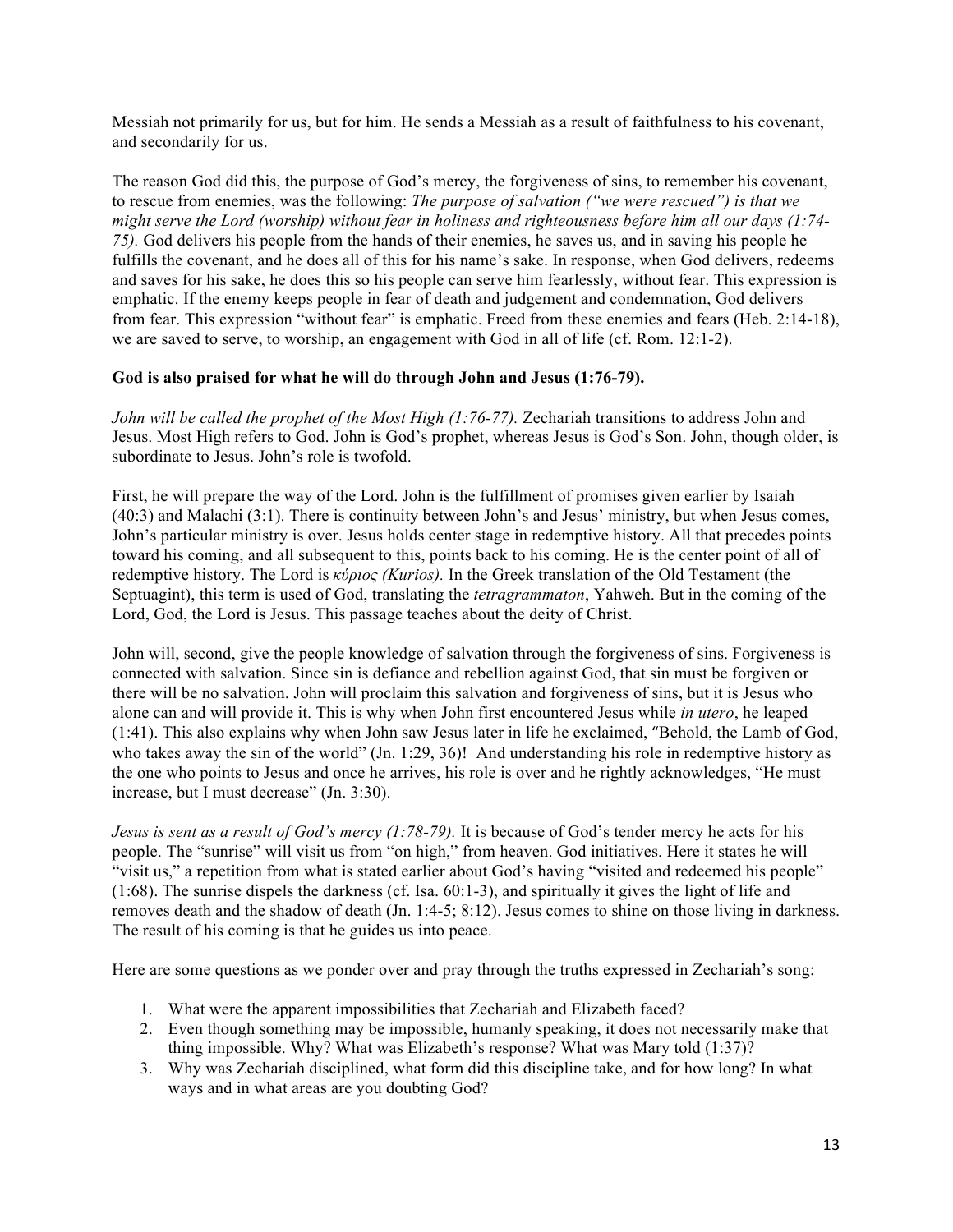Messiah not primarily for us, but for him. He sends a Messiah as a result of faithfulness to his covenant, and secondarily for us.

The reason God did this, the purpose of God's mercy, the forgiveness of sins, to remember his covenant, to rescue from enemies, was the following: *The purpose of salvation ("we were rescued") is that we might serve the Lord (worship) without fear in holiness and righteousness before him all our days (1:74-75).* God delivers his people from the hands of their enemies, he saves us, and in saving his people he fulfills the covenant, and he does all of this for his name's sake. In response, when God delivers, redeems and saves for his sake, he does this so his people can serve him fearlessly, without fear. This expression is emphatic. If the enemy keeps people in fear of death and judgement and condemnation, God delivers from fear. This expression "without fear" is emphatic. Freed from these enemies and fears (Heb. 2:14-18), we are saved to serve, to worship, an engagement with God in all of life (cf. Rom. 12:1-2).

**God is also praised for what he will do through John and Jesus (1:76-79).**

*John will be called the prophet of the Most High (1:76-77).* Zechariah transitions to address John and Jesus. Most High refers to God. John is God's prophet, whereas Jesus is God's Son. John, though older, is subordinate to Jesus. John's role is twofold.

First, he will prepare the way of the Lord. John is the fulfillment of promises given earlier by Isaiah (40:3) and Malachi (3:1). There is continuity between John's and Jesus' ministry, but when Jesus comes, John's particular ministry is over. Jesus holds center stage in redemptive history. All that precedes points toward his coming, and all subsequent to this, points back to his coming. He is the center point of all of redemptive history. The Lord is *κύριος (Kurios).* In the Greek translation of the Old Testament (the Septuagint), this term is used of God, translating the *tetragrammaton*, Yahweh. But in the coming of the Lord, God, the Lord is Jesus. This passage teaches about the deity of Christ.

John will, second, give the people knowledge of salvation through the forgiveness of sins. Forgiveness is connected with salvation. Since sin is defiance and rebellion against God, that sin must be forgiven or there will be no salvation. John will proclaim this salvation and forgiveness of sins, but it is Jesus who alone can and will provide it. This is why when John first encountered Jesus while *in utero*, he leaped (1:41). This also explains why when John saw Jesus later in life he exclaimed, "Behold, the Lamb of God, who takes away the sin of the world" (Jn. 1:29, 36)! And understanding his role in redemptive history as the one who points to Jesus and once he arrives, his role is over and he rightly acknowledges, "He must increase, but I must decrease" (Jn. 3:30).

*Jesus is sent as a result of God's mercy (1:78-79).* It is because of God's tender mercy he acts for his people. The "sunrise" will visit us from "on high," from heaven. God initiatives. Here it states he will "visit us," a repetition from what is stated earlier about God's having "visited and redeemed his people" (1:68). The sunrise dispels the darkness (cf. Isa. 60:1-3), and spiritually it gives the light of life and removes death and the shadow of death (Jn. 1:4-5; 8:12). Jesus comes to shine on those living in darkness. The result of his coming is that he guides us into peace.

Here are some questions as we ponder over and pray through the truths expressed in Zechariah's song:

1. What were the apparent impossibilities that Zechariah and Elizabeth faced?
2. Even though something may be impossible, humanly speaking, it does not necessarily make that thing impossible. Why? What was Elizabeth's response? What was Mary told (1:37)?
3. Why was Zechariah disciplined, what form did this discipline take, and for how long? In what ways and in what areas are you doubting God?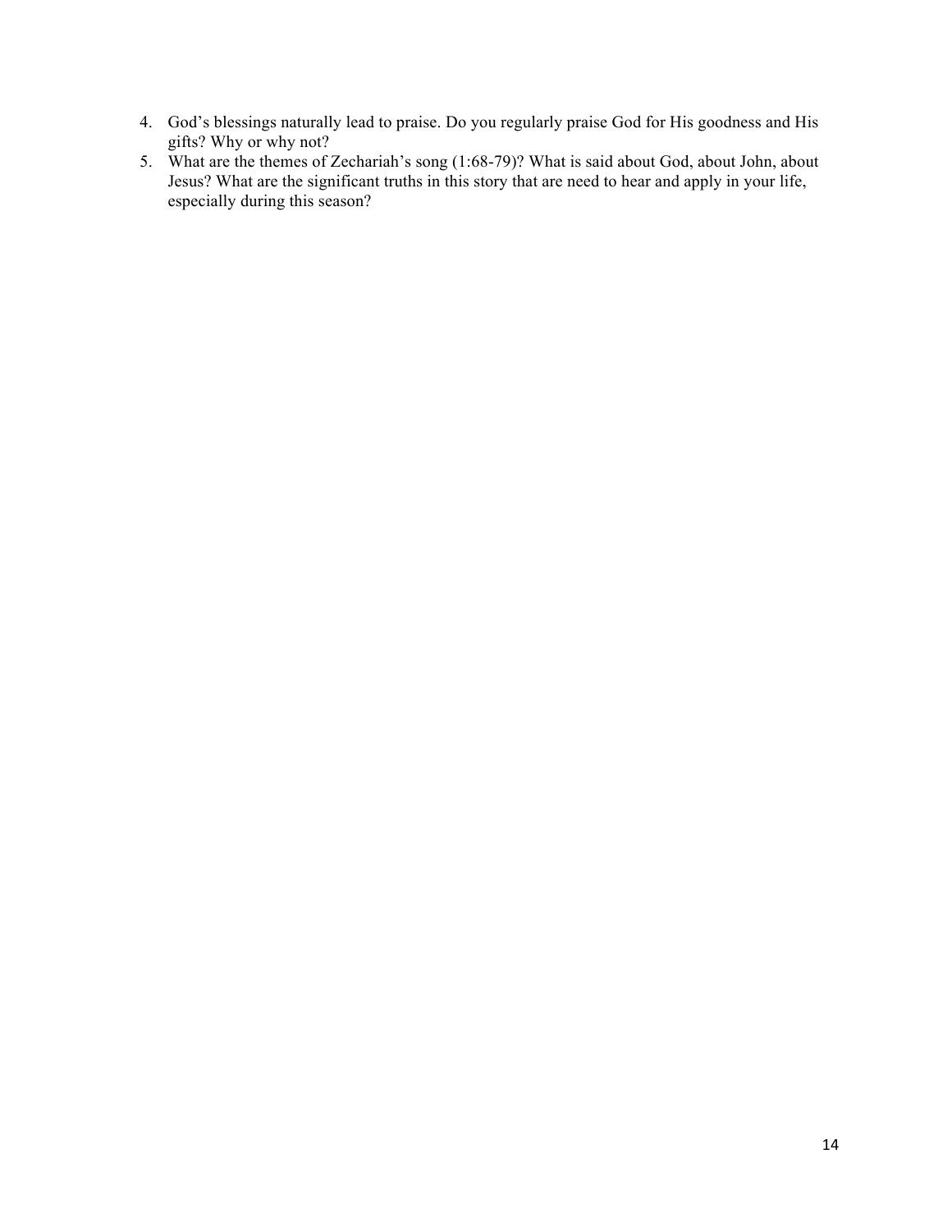4. God's blessings naturally lead to praise. Do you regularly praise God for His goodness and His gifts? Why or why not?
5. What are the themes of Zechariah's song (1:68-79)? What is said about God, about John, about Jesus? What are the significant truths in this story that are need to hear and apply in your life, especially during this season?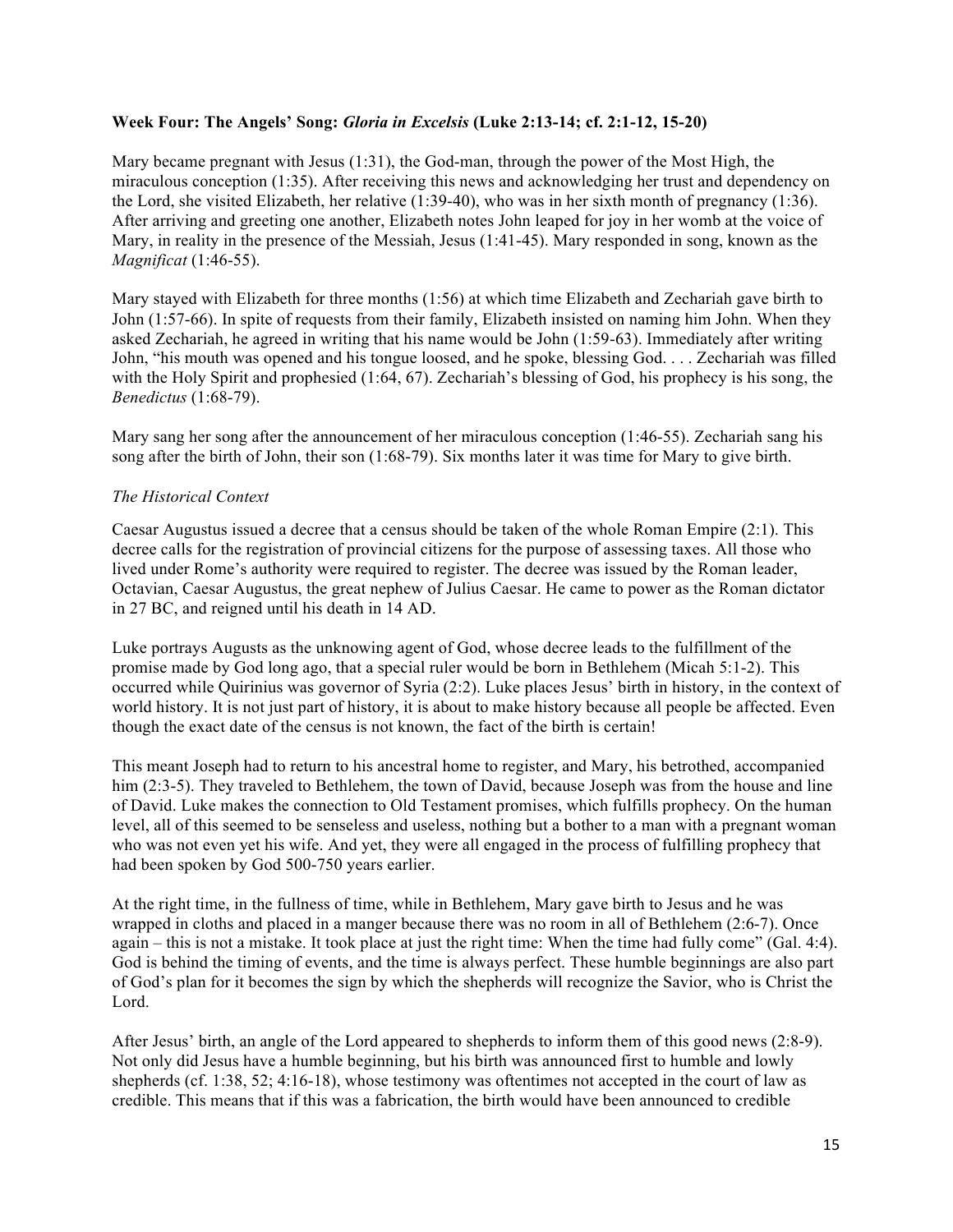**Week Four: The Angels' Song:** ***Gloria in Excelsis*** **(Luke 2:13-14; cf. 2:1-12, 15-20)**

Mary became pregnant with Jesus (1:31), the God-man, through the power of the Most High, the miraculous conception (1:35). After receiving this news and acknowledging her trust and dependency on the Lord, she visited Elizabeth, her relative (1:39-40), who was in her sixth month of pregnancy (1:36). After arriving and greeting one another, Elizabeth notes John leaped for joy in her womb at the voice of Mary, in reality in the presence of the Messiah, Jesus (1:41-45). Mary responded in song, known as the *Magnificat* (1:46-55).

Mary stayed with Elizabeth for three months (1:56) at which time Elizabeth and Zechariah gave birth to John (1:57-66). In spite of requests from their family, Elizabeth insisted on naming him John. When they asked Zechariah, he agreed in writing that his name would be John (1:59-63). Immediately after writing John, "his mouth was opened and his tongue loosed, and he spoke, blessing God. . . . Zechariah was filled with the Holy Spirit and prophesied (1:64, 67). Zechariah's blessing of God, his prophecy is his song, the *Benedictus* (1:68-79).

Mary sang her song after the announcement of her miraculous conception (1:46-55). Zechariah sang his song after the birth of John, their son (1:68-79). Six months later it was time for Mary to give birth.

*The Historical Context*

Caesar Augustus issued a decree that a census should be taken of the whole Roman Empire (2:1). This decree calls for the registration of provincial citizens for the purpose of assessing taxes. All those who lived under Rome's authority were required to register. The decree was issued by the Roman leader, Octavian, Caesar Augustus, the great nephew of Julius Caesar. He came to power as the Roman dictator in 27 BC, and reigned until his death in 14 AD.

Luke portrays Augusts as the unknowing agent of God, whose decree leads to the fulfillment of the promise made by God long ago, that a special ruler would be born in Bethlehem (Micah 5:1-2). This occurred while Quirinius was governor of Syria (2:2). Luke places Jesus' birth in history, in the context of world history. It is not just part of history, it is about to make history because all people be affected. Even though the exact date of the census is not known, the fact of the birth is certain!

This meant Joseph had to return to his ancestral home to register, and Mary, his betrothed, accompanied him (2:3-5). They traveled to Bethlehem, the town of David, because Joseph was from the house and line of David. Luke makes the connection to Old Testament promises, which fulfills prophecy. On the human level, all of this seemed to be senseless and useless, nothing but a bother to a man with a pregnant woman who was not even yet his wife. And yet, they were all engaged in the process of fulfilling prophecy that had been spoken by God 500-750 years earlier.

At the right time, in the fullness of time, while in Bethlehem, Mary gave birth to Jesus and he was wrapped in cloths and placed in a manger because there was no room in all of Bethlehem (2:6-7). Once again – this is not a mistake. It took place at just the right time: When the time had fully come" (Gal. 4:4). God is behind the timing of events, and the time is always perfect. These humble beginnings are also part of God's plan for it becomes the sign by which the shepherds will recognize the Savior, who is Christ the Lord.

After Jesus' birth, an angle of the Lord appeared to shepherds to inform them of this good news (2:8-9). Not only did Jesus have a humble beginning, but his birth was announced first to humble and lowly shepherds (cf. 1:38, 52; 4:16-18), whose testimony was oftentimes not accepted in the court of law as credible. This means that if this was a fabrication, the birth would have been announced to credible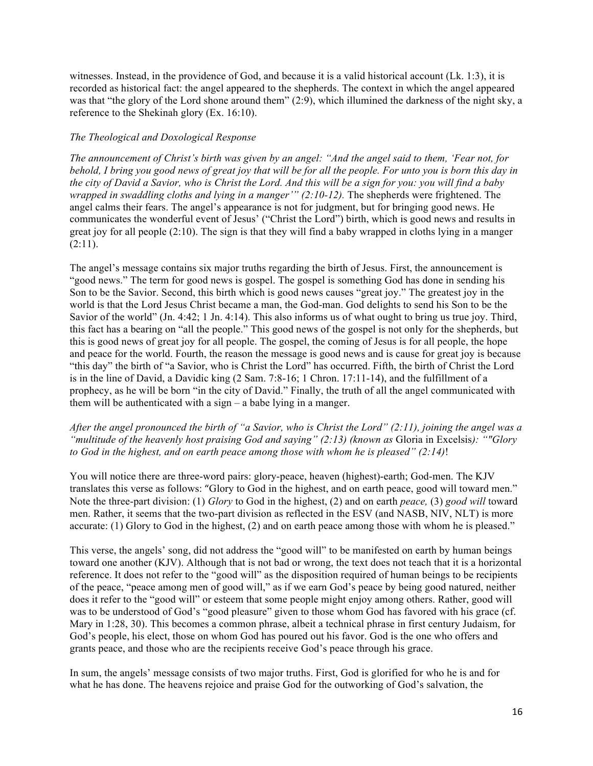witnesses. Instead, in the providence of God, and because it is a valid historical account (Lk. 1:3), it is recorded as historical fact: the angel appeared to the shepherds. The context in which the angel appeared was that "the glory of the Lord shone around them" (2:9), which illumined the darkness of the night sky, a reference to the Shekinah glory (Ex. 16:10).

*The Theological and Doxological Response*

*The announcement of Christ's birth was given by an angel: "And the angel said to them, 'Fear not, for behold, I bring you good news of great joy that will be for all the people. For unto you is born this day in the city of David a Savior, who is Christ the Lord. And this will be a sign for you: you will find a baby wrapped in swaddling cloths and lying in a manger'" (2:10-12).* The shepherds were frightened. The angel calms their fears. The angel's appearance is not for judgment, but for bringing good news. He communicates the wonderful event of Jesus' ("Christ the Lord") birth, which is good news and results in great joy for all people (2:10). The sign is that they will find a baby wrapped in cloths lying in a manger (2:11).

The angel's message contains six major truths regarding the birth of Jesus. First, the announcement is "good news." The term for good news is gospel. The gospel is something God has done in sending his Son to be the Savior. Second, this birth which is good news causes "great joy." The greatest joy in the world is that the Lord Jesus Christ became a man, the God-man. God delights to send his Son to be the Savior of the world" (Jn. 4:42; 1 Jn. 4:14). This also informs us of what ought to bring us true joy. Third, this fact has a bearing on "all the people." This good news of the gospel is not only for the shepherds, but this is good news of great joy for all people. The gospel, the coming of Jesus is for all people, the hope and peace for the world. Fourth, the reason the message is good news and is cause for great joy is because "this day" the birth of "a Savior, who is Christ the Lord" has occurred. Fifth, the birth of Christ the Lord is in the line of David, a Davidic king (2 Sam. 7:8-16; 1 Chron. 17:11-14), and the fulfillment of a prophecy, as he will be born "in the city of David." Finally, the truth of all the angel communicated with them will be authenticated with a sign – a babe lying in a manger.

*After the angel pronounced the birth of "a Savior, who is Christ the Lord" (2:11), joining the angel was a "multitude of the heavenly host praising God and saying" (2:13) (known as* Gloria in Excelsis*): ""Glory to God in the highest, and on earth peace among those with whom he is pleased" (2:14)*!

You will notice there are three-word pairs: glory-peace, heaven (highest)-earth; God-men. The KJV translates this verse as follows: "Glory to God in the highest, and on earth peace, good will toward men." Note the three-part division: (1) *Glory* to God in the highest, (2) and on earth *peace,* (3) *good will* toward men. Rather, it seems that the two-part division as reflected in the ESV (and NASB, NIV, NLT) is more accurate: (1) Glory to God in the highest, (2) and on earth peace among those with whom he is pleased."

This verse, the angels' song, did not address the "good will" to be manifested on earth by human beings toward one another (KJV). Although that is not bad or wrong, the text does not teach that it is a horizontal reference. It does not refer to the "good will" as the disposition required of human beings to be recipients of the peace, "peace among men of good will," as if we earn God's peace by being good natured, neither does it refer to the "good will" or esteem that some people might enjoy among others. Rather, good will was to be understood of God's "good pleasure" given to those whom God has favored with his grace (cf. Mary in 1:28, 30). This becomes a common phrase, albeit a technical phrase in first century Judaism, for God's people, his elect, those on whom God has poured out his favor. God is the one who offers and grants peace, and those who are the recipients receive God's peace through his grace.

In sum, the angels' message consists of two major truths. First, God is glorified for who he is and for what he has done. The heavens rejoice and praise God for the outworking of God's salvation, the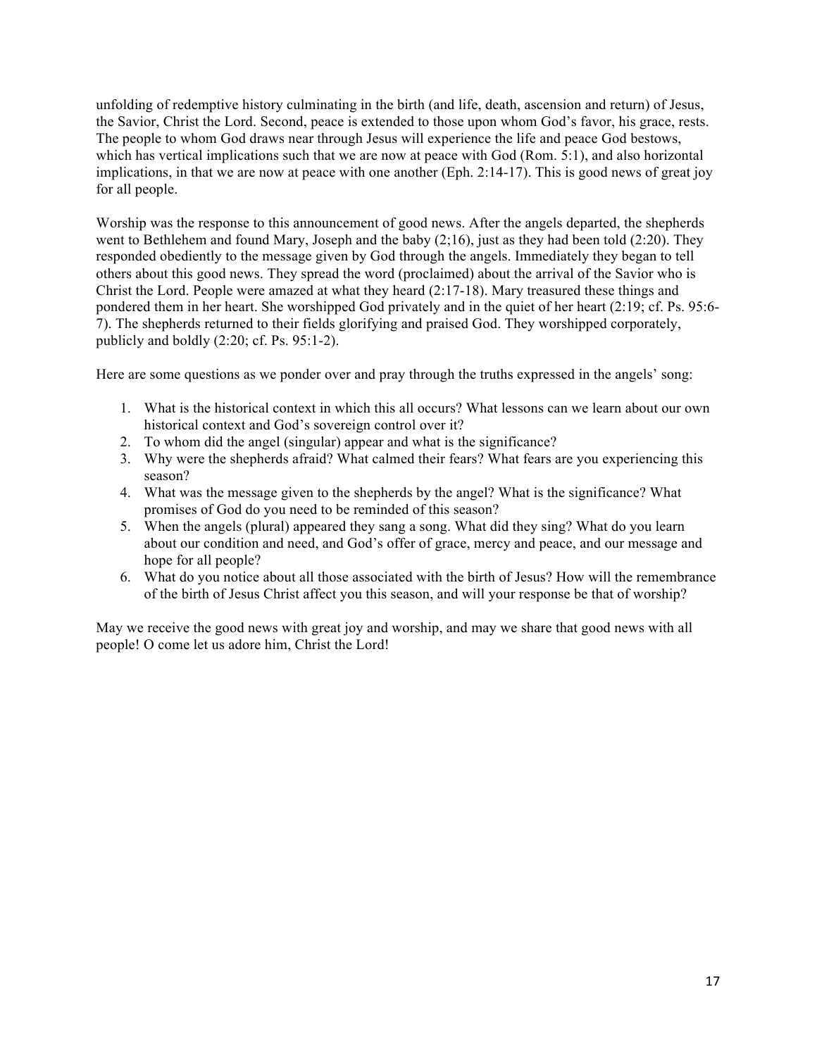unfolding of redemptive history culminating in the birth (and life, death, ascension and return) of Jesus, the Savior, Christ the Lord. Second, peace is extended to those upon whom God's favor, his grace, rests. The people to whom God draws near through Jesus will experience the life and peace God bestows, which has vertical implications such that we are now at peace with God (Rom. 5:1), and also horizontal implications, in that we are now at peace with one another (Eph. 2:14-17). This is good news of great joy for all people.

Worship was the response to this announcement of good news. After the angels departed, the shepherds went to Bethlehem and found Mary, Joseph and the baby (2;16), just as they had been told (2:20). They responded obediently to the message given by God through the angels. Immediately they began to tell others about this good news. They spread the word (proclaimed) about the arrival of the Savior who is Christ the Lord. People were amazed at what they heard (2:17-18). Mary treasured these things and pondered them in her heart. She worshipped God privately and in the quiet of her heart (2:19; cf. Ps. 95:6-7). The shepherds returned to their fields glorifying and praised God. They worshipped corporately, publicly and boldly (2:20; cf. Ps. 95:1-2).

Here are some questions as we ponder over and pray through the truths expressed in the angels' song:

1. What is the historical context in which this all occurs? What lessons can we learn about our own historical context and God's sovereign control over it?
2. To whom did the angel (singular) appear and what is the significance?
3. Why were the shepherds afraid? What calmed their fears? What fears are you experiencing this season?
4. What was the message given to the shepherds by the angel? What is the significance? What promises of God do you need to be reminded of this season?
5. When the angels (plural) appeared they sang a song. What did they sing? What do you learn about our condition and need, and God's offer of grace, mercy and peace, and our message and hope for all people?
6. What do you notice about all those associated with the birth of Jesus? How will the remembrance of the birth of Jesus Christ affect you this season, and will your response be that of worship?

May we receive the good news with great joy and worship, and may we share that good news with all people! O come let us adore him, Christ the Lord!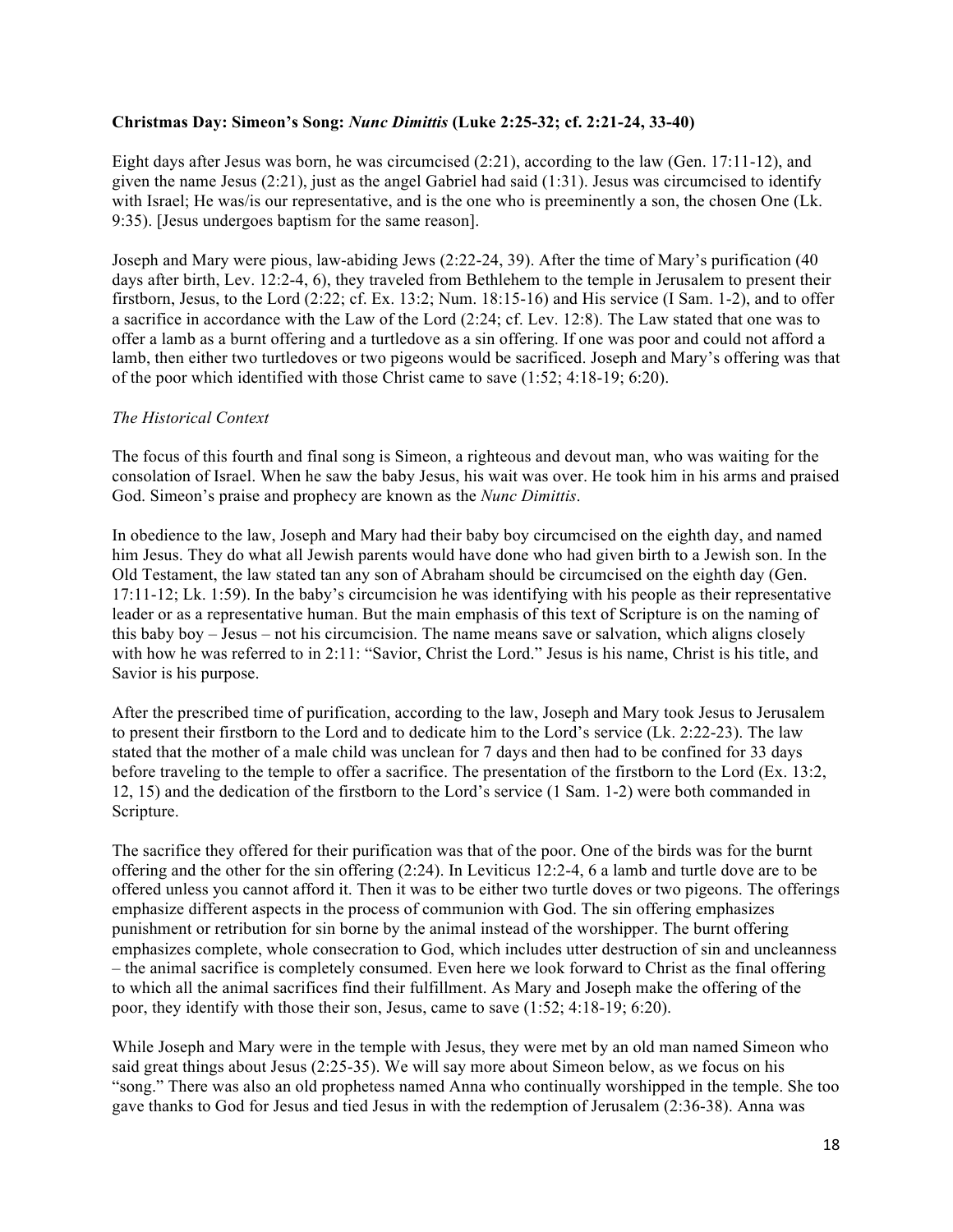**Christmas Day: Simeon's Song: *Nunc Dimittis* (Luke 2:25-32; cf. 2:21-24, 33-40)**

Eight days after Jesus was born, he was circumcised (2:21), according to the law (Gen. 17:11-12), and given the name Jesus (2:21), just as the angel Gabriel had said (1:31). Jesus was circumcised to identify with Israel; He was/is our representative, and is the one who is preeminently a son, the chosen One (Lk. 9:35). [Jesus undergoes baptism for the same reason].

Joseph and Mary were pious, law-abiding Jews (2:22-24, 39). After the time of Mary's purification (40 days after birth, Lev. 12:2-4, 6), they traveled from Bethlehem to the temple in Jerusalem to present their firstborn, Jesus, to the Lord (2:22; cf. Ex. 13:2; Num. 18:15-16) and His service (I Sam. 1-2), and to offer a sacrifice in accordance with the Law of the Lord (2:24; cf. Lev. 12:8). The Law stated that one was to offer a lamb as a burnt offering and a turtledove as a sin offering. If one was poor and could not afford a lamb, then either two turtledoves or two pigeons would be sacrificed. Joseph and Mary's offering was that of the poor which identified with those Christ came to save (1:52; 4:18-19; 6:20).

*The Historical Context*

The focus of this fourth and final song is Simeon, a righteous and devout man, who was waiting for the consolation of Israel. When he saw the baby Jesus, his wait was over. He took him in his arms and praised God. Simeon's praise and prophecy are known as the *Nunc Dimittis*.

In obedience to the law, Joseph and Mary had their baby boy circumcised on the eighth day, and named him Jesus. They do what all Jewish parents would have done who had given birth to a Jewish son. In the Old Testament, the law stated tan any son of Abraham should be circumcised on the eighth day (Gen. 17:11-12; Lk. 1:59). In the baby's circumcision he was identifying with his people as their representative leader or as a representative human. But the main emphasis of this text of Scripture is on the naming of this baby boy – Jesus – not his circumcision. The name means save or salvation, which aligns closely with how he was referred to in 2:11: "Savior, Christ the Lord." Jesus is his name, Christ is his title, and Savior is his purpose.

After the prescribed time of purification, according to the law, Joseph and Mary took Jesus to Jerusalem to present their firstborn to the Lord and to dedicate him to the Lord's service (Lk. 2:22-23). The law stated that the mother of a male child was unclean for 7 days and then had to be confined for 33 days before traveling to the temple to offer a sacrifice. The presentation of the firstborn to the Lord (Ex. 13:2, 12, 15) and the dedication of the firstborn to the Lord's service (1 Sam. 1-2) were both commanded in Scripture.

The sacrifice they offered for their purification was that of the poor. One of the birds was for the burnt offering and the other for the sin offering (2:24). In Leviticus 12:2-4, 6 a lamb and turtle dove are to be offered unless you cannot afford it. Then it was to be either two turtle doves or two pigeons. The offerings emphasize different aspects in the process of communion with God. The sin offering emphasizes punishment or retribution for sin borne by the animal instead of the worshipper. The burnt offering emphasizes complete, whole consecration to God, which includes utter destruction of sin and uncleanness – the animal sacrifice is completely consumed. Even here we look forward to Christ as the final offering to which all the animal sacrifices find their fulfillment. As Mary and Joseph make the offering of the poor, they identify with those their son, Jesus, came to save (1:52; 4:18-19; 6:20).

While Joseph and Mary were in the temple with Jesus, they were met by an old man named Simeon who said great things about Jesus (2:25-35). We will say more about Simeon below, as we focus on his "song." There was also an old prophetess named Anna who continually worshipped in the temple. She too gave thanks to God for Jesus and tied Jesus in with the redemption of Jerusalem (2:36-38). Anna was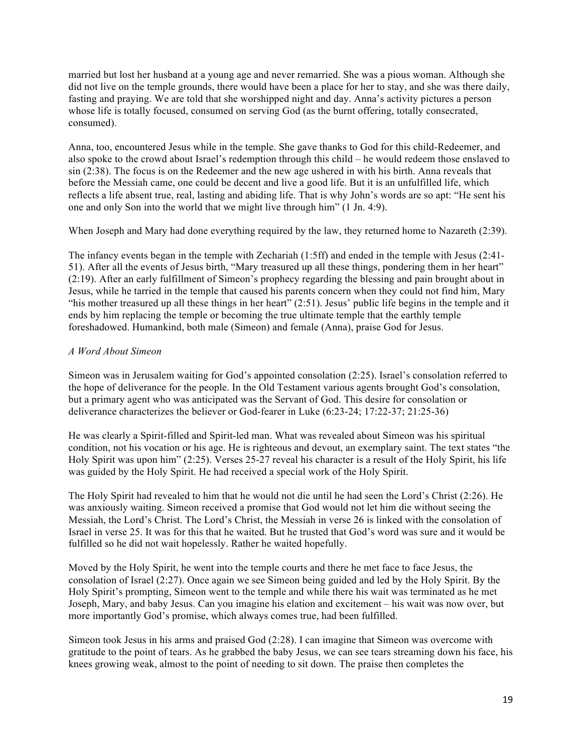married but lost her husband at a young age and never remarried. She was a pious woman. Although she did not live on the temple grounds, there would have been a place for her to stay, and she was there daily, fasting and praying. We are told that she worshipped night and day. Anna's activity pictures a person whose life is totally focused, consumed on serving God (as the burnt offering, totally consecrated, consumed).

Anna, too, encountered Jesus while in the temple. She gave thanks to God for this child-Redeemer, and also spoke to the crowd about Israel's redemption through this child – he would redeem those enslaved to sin (2:38). The focus is on the Redeemer and the new age ushered in with his birth. Anna reveals that before the Messiah came, one could be decent and live a good life. But it is an unfulfilled life, which reflects a life absent true, real, lasting and abiding life. That is why John's words are so apt: "He sent his one and only Son into the world that we might live through him" (1 Jn. 4:9).

When Joseph and Mary had done everything required by the law, they returned home to Nazareth (2:39).

The infancy events began in the temple with Zechariah (1:5ff) and ended in the temple with Jesus (2:41-51). After all the events of Jesus birth, "Mary treasured up all these things, pondering them in her heart" (2:19). After an early fulfillment of Simeon's prophecy regarding the blessing and pain brought about in Jesus, while he tarried in the temple that caused his parents concern when they could not find him, Mary "his mother treasured up all these things in her heart" (2:51). Jesus' public life begins in the temple and it ends by him replacing the temple or becoming the true ultimate temple that the earthly temple foreshadowed. Humankind, both male (Simeon) and female (Anna), praise God for Jesus.

*A Word About Simeon*

Simeon was in Jerusalem waiting for God's appointed consolation (2:25). Israel's consolation referred to the hope of deliverance for the people. In the Old Testament various agents brought God's consolation, but a primary agent who was anticipated was the Servant of God. This desire for consolation or deliverance characterizes the believer or God-fearer in Luke (6:23-24; 17:22-37; 21:25-36)

He was clearly a Spirit-filled and Spirit-led man. What was revealed about Simeon was his spiritual condition, not his vocation or his age. He is righteous and devout, an exemplary saint. The text states "the Holy Spirit was upon him" (2:25). Verses 25-27 reveal his character is a result of the Holy Spirit, his life was guided by the Holy Spirit. He had received a special work of the Holy Spirit.

The Holy Spirit had revealed to him that he would not die until he had seen the Lord's Christ (2:26). He was anxiously waiting. Simeon received a promise that God would not let him die without seeing the Messiah, the Lord's Christ. The Lord's Christ, the Messiah in verse 26 is linked with the consolation of Israel in verse 25. It was for this that he waited. But he trusted that God's word was sure and it would be fulfilled so he did not wait hopelessly. Rather he waited hopefully.

Moved by the Holy Spirit, he went into the temple courts and there he met face to face Jesus, the consolation of Israel (2:27). Once again we see Simeon being guided and led by the Holy Spirit. By the Holy Spirit's prompting, Simeon went to the temple and while there his wait was terminated as he met Joseph, Mary, and baby Jesus. Can you imagine his elation and excitement – his wait was now over, but more importantly God's promise, which always comes true, had been fulfilled.

Simeon took Jesus in his arms and praised God (2:28). I can imagine that Simeon was overcome with gratitude to the point of tears. As he grabbed the baby Jesus, we can see tears streaming down his face, his knees growing weak, almost to the point of needing to sit down. The praise then completes the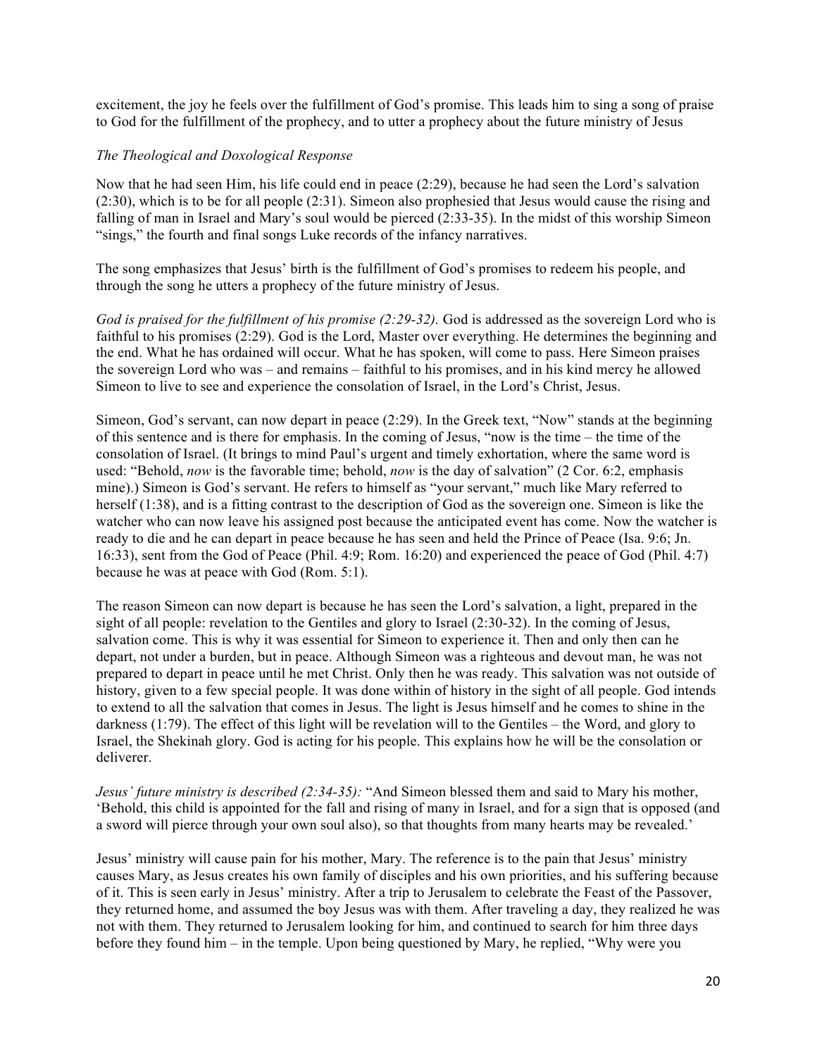excitement, the joy he feels over the fulfillment of God's promise. This leads him to sing a song of praise to God for the fulfillment of the prophecy, and to utter a prophecy about the future ministry of Jesus

*The Theological and Doxological Response*

Now that he had seen Him, his life could end in peace (2:29), because he had seen the Lord's salvation (2:30), which is to be for all people (2:31). Simeon also prophesied that Jesus would cause the rising and falling of man in Israel and Mary's soul would be pierced (2:33-35). In the midst of this worship Simeon "sings," the fourth and final songs Luke records of the infancy narratives.

The song emphasizes that Jesus' birth is the fulfillment of God's promises to redeem his people, and through the song he utters a prophecy of the future ministry of Jesus.

*God is praised for the fulfillment of his promise (2:29-32).* God is addressed as the sovereign Lord who is faithful to his promises (2:29). God is the Lord, Master over everything. He determines the beginning and the end. What he has ordained will occur. What he has spoken, will come to pass. Here Simeon praises the sovereign Lord who was – and remains – faithful to his promises, and in his kind mercy he allowed Simeon to live to see and experience the consolation of Israel, in the Lord's Christ, Jesus.

Simeon, God's servant, can now depart in peace (2:29). In the Greek text, "Now" stands at the beginning of this sentence and is there for emphasis. In the coming of Jesus, "now is the time – the time of the consolation of Israel. (It brings to mind Paul's urgent and timely exhortation, where the same word is used: "Behold, *now* is the favorable time; behold, *now* is the day of salvation" (2 Cor. 6:2, emphasis mine).) Simeon is God's servant. He refers to himself as "your servant," much like Mary referred to herself (1:38), and is a fitting contrast to the description of God as the sovereign one. Simeon is like the watcher who can now leave his assigned post because the anticipated event has come. Now the watcher is ready to die and he can depart in peace because he has seen and held the Prince of Peace (Isa. 9:6; Jn. 16:33), sent from the God of Peace (Phil. 4:9; Rom. 16:20) and experienced the peace of God (Phil. 4:7) because he was at peace with God (Rom. 5:1).

The reason Simeon can now depart is because he has seen the Lord's salvation, a light, prepared in the sight of all people: revelation to the Gentiles and glory to Israel (2:30-32). In the coming of Jesus, salvation come. This is why it was essential for Simeon to experience it. Then and only then can he depart, not under a burden, but in peace. Although Simeon was a righteous and devout man, he was not prepared to depart in peace until he met Christ. Only then he was ready. This salvation was not outside of history, given to a few special people. It was done within of history in the sight of all people. God intends to extend to all the salvation that comes in Jesus. The light is Jesus himself and he comes to shine in the darkness (1:79). The effect of this light will be revelation will to the Gentiles – the Word, and glory to Israel, the Shekinah glory. God is acting for his people. This explains how he will be the consolation or deliverer.

*Jesus' future ministry is described (2:34-35):* "And Simeon blessed them and said to Mary his mother, 'Behold, this child is appointed for the fall and rising of many in Israel, and for a sign that is opposed (and a sword will pierce through your own soul also), so that thoughts from many hearts may be revealed.'

Jesus' ministry will cause pain for his mother, Mary. The reference is to the pain that Jesus' ministry causes Mary, as Jesus creates his own family of disciples and his own priorities, and his suffering because of it. This is seen early in Jesus' ministry. After a trip to Jerusalem to celebrate the Feast of the Passover, they returned home, and assumed the boy Jesus was with them. After traveling a day, they realized he was not with them. They returned to Jerusalem looking for him, and continued to search for him three days before they found him – in the temple. Upon being questioned by Mary, he replied, "Why were you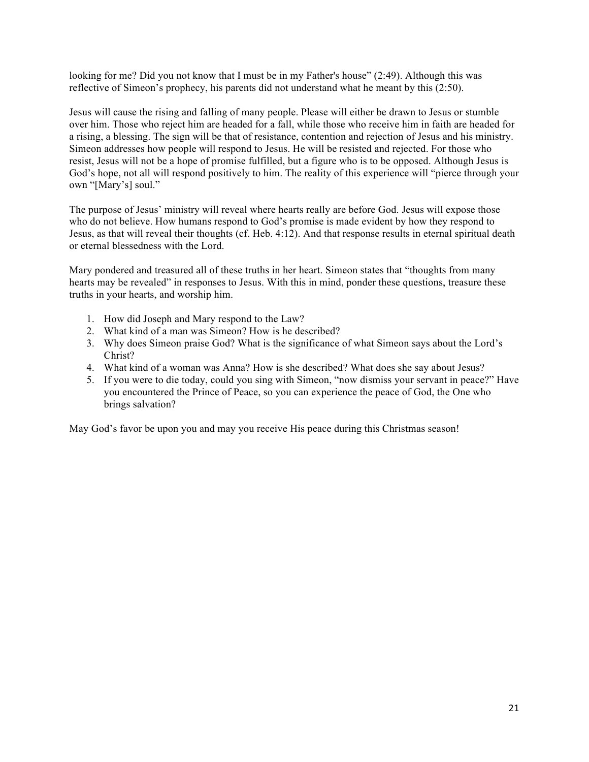looking for me? Did you not know that I must be in my Father's house" (2:49). Although this was reflective of Simeon's prophecy, his parents did not understand what he meant by this (2:50).

Jesus will cause the rising and falling of many people. Please will either be drawn to Jesus or stumble over him. Those who reject him are headed for a fall, while those who receive him in faith are headed for a rising, a blessing. The sign will be that of resistance, contention and rejection of Jesus and his ministry. Simeon addresses how people will respond to Jesus. He will be resisted and rejected. For those who resist, Jesus will not be a hope of promise fulfilled, but a figure who is to be opposed. Although Jesus is God's hope, not all will respond positively to him. The reality of this experience will "pierce through your own "[Mary's] soul."

The purpose of Jesus' ministry will reveal where hearts really are before God. Jesus will expose those who do not believe. How humans respond to God's promise is made evident by how they respond to Jesus, as that will reveal their thoughts (cf. Heb. 4:12). And that response results in eternal spiritual death or eternal blessedness with the Lord.

Mary pondered and treasured all of these truths in her heart. Simeon states that "thoughts from many hearts may be revealed" in responses to Jesus. With this in mind, ponder these questions, treasure these truths in your hearts, and worship him.

1. How did Joseph and Mary respond to the Law?
2. What kind of a man was Simeon? How is he described?
3. Why does Simeon praise God? What is the significance of what Simeon says about the Lord's Christ?
4. What kind of a woman was Anna? How is she described? What does she say about Jesus?
5. If you were to die today, could you sing with Simeon, "now dismiss your servant in peace?" Have you encountered the Prince of Peace, so you can experience the peace of God, the One who brings salvation?

May God's favor be upon you and may you receive His peace during this Christmas season!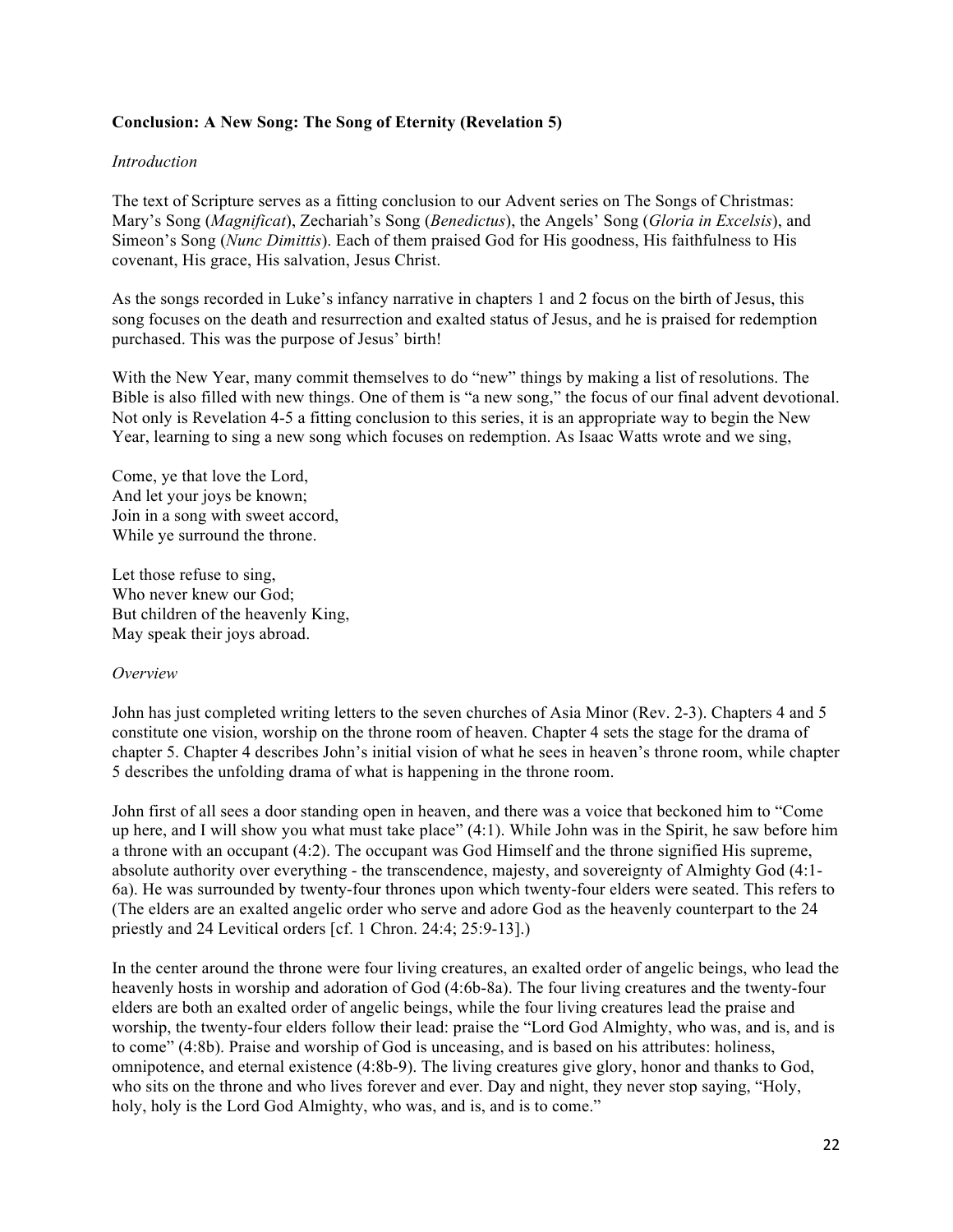**Conclusion: A New Song: The Song of Eternity (Revelation 5)**

*Introduction*

The text of Scripture serves as a fitting conclusion to our Advent series on The Songs of Christmas: Mary's Song (*Magnificat*), Zechariah's Song (*Benedictus*), the Angels' Song (*Gloria in Excelsis*), and Simeon's Song (*Nunc Dimittis*). Each of them praised God for His goodness, His faithfulness to His covenant, His grace, His salvation, Jesus Christ.

As the songs recorded in Luke's infancy narrative in chapters 1 and 2 focus on the birth of Jesus, this song focuses on the death and resurrection and exalted status of Jesus, and he is praised for redemption purchased. This was the purpose of Jesus' birth!

With the New Year, many commit themselves to do "new" things by making a list of resolutions. The Bible is also filled with new things. One of them is "a new song," the focus of our final advent devotional. Not only is Revelation 4-5 a fitting conclusion to this series, it is an appropriate way to begin the New Year, learning to sing a new song which focuses on redemption. As Isaac Watts wrote and we sing,

Come, ye that love the Lord,
And let your joys be known;
Join in a song with sweet accord,
While ye surround the throne.

Let those refuse to sing,
Who never knew our God;
But children of the heavenly King,
May speak their joys abroad.

*Overview*

John has just completed writing letters to the seven churches of Asia Minor (Rev. 2-3). Chapters 4 and 5 constitute one vision, worship on the throne room of heaven. Chapter 4 sets the stage for the drama of chapter 5. Chapter 4 describes John's initial vision of what he sees in heaven's throne room, while chapter 5 describes the unfolding drama of what is happening in the throne room.

John first of all sees a door standing open in heaven, and there was a voice that beckoned him to "Come up here, and I will show you what must take place" (4:1). While John was in the Spirit, he saw before him a throne with an occupant (4:2). The occupant was God Himself and the throne signified His supreme, absolute authority over everything - the transcendence, majesty, and sovereignty of Almighty God (4:1-6a). He was surrounded by twenty-four thrones upon which twenty-four elders were seated. This refers to (The elders are an exalted angelic order who serve and adore God as the heavenly counterpart to the 24 priestly and 24 Levitical orders [cf. 1 Chron. 24:4; 25:9-13].)

In the center around the throne were four living creatures, an exalted order of angelic beings, who lead the heavenly hosts in worship and adoration of God (4:6b-8a). The four living creatures and the twenty-four elders are both an exalted order of angelic beings, while the four living creatures lead the praise and worship, the twenty-four elders follow their lead: praise the "Lord God Almighty, who was, and is, and is to come" (4:8b). Praise and worship of God is unceasing, and is based on his attributes: holiness, omnipotence, and eternal existence (4:8b-9). The living creatures give glory, honor and thanks to God, who sits on the throne and who lives forever and ever. Day and night, they never stop saying, "Holy, holy, holy is the Lord God Almighty, who was, and is, and is to come."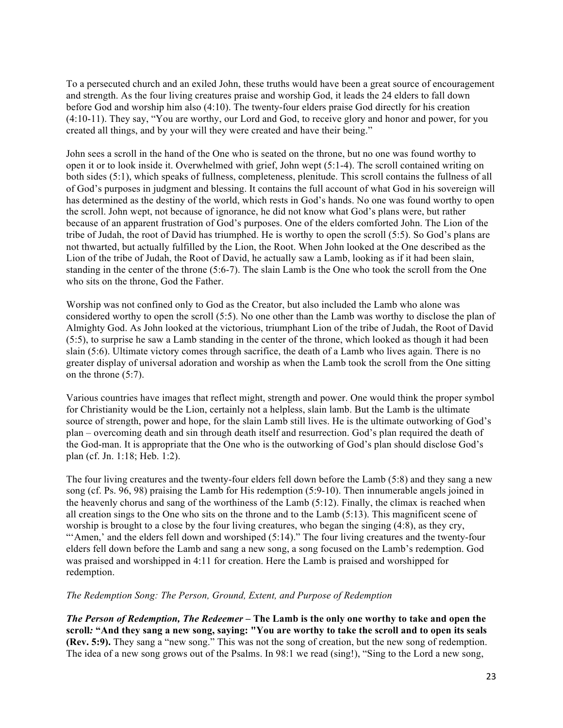To a persecuted church and an exiled John, these truths would have been a great source of encouragement and strength. As the four living creatures praise and worship God, it leads the 24 elders to fall down before God and worship him also (4:10). The twenty-four elders praise God directly for his creation (4:10-11). They say, "You are worthy, our Lord and God, to receive glory and honor and power, for you created all things, and by your will they were created and have their being."

John sees a scroll in the hand of the One who is seated on the throne, but no one was found worthy to open it or to look inside it. Overwhelmed with grief, John wept (5:1-4). The scroll contained writing on both sides (5:1), which speaks of fullness, completeness, plenitude. This scroll contains the fullness of all of God's purposes in judgment and blessing. It contains the full account of what God in his sovereign will has determined as the destiny of the world, which rests in God's hands. No one was found worthy to open the scroll. John wept, not because of ignorance, he did not know what God's plans were, but rather because of an apparent frustration of God's purposes. One of the elders comforted John. The Lion of the tribe of Judah, the root of David has triumphed. He is worthy to open the scroll (5:5). So God's plans are not thwarted, but actually fulfilled by the Lion, the Root. When John looked at the One described as the Lion of the tribe of Judah, the Root of David, he actually saw a Lamb, looking as if it had been slain, standing in the center of the throne (5:6-7). The slain Lamb is the One who took the scroll from the One who sits on the throne, God the Father.

Worship was not confined only to God as the Creator, but also included the Lamb who alone was considered worthy to open the scroll (5:5). No one other than the Lamb was worthy to disclose the plan of Almighty God. As John looked at the victorious, triumphant Lion of the tribe of Judah, the Root of David (5:5), to surprise he saw a Lamb standing in the center of the throne, which looked as though it had been slain (5:6). Ultimate victory comes through sacrifice, the death of a Lamb who lives again. There is no greater display of universal adoration and worship as when the Lamb took the scroll from the One sitting on the throne (5:7).

Various countries have images that reflect might, strength and power. One would think the proper symbol for Christianity would be the Lion, certainly not a helpless, slain lamb. But the Lamb is the ultimate source of strength, power and hope, for the slain Lamb still lives. He is the ultimate outworking of God's plan – overcoming death and sin through death itself and resurrection. God's plan required the death of the God-man. It is appropriate that the One who is the outworking of God's plan should disclose God's plan (cf. Jn. 1:18; Heb. 1:2).

The four living creatures and the twenty-four elders fell down before the Lamb (5:8) and they sang a new song (cf. Ps. 96, 98) praising the Lamb for His redemption (5:9-10). Then innumerable angels joined in the heavenly chorus and sang of the worthiness of the Lamb (5:12). Finally, the climax is reached when all creation sings to the One who sits on the throne and to the Lamb (5:13). This magnificent scene of worship is brought to a close by the four living creatures, who began the singing (4:8), as they cry, "'Amen,' and the elders fell down and worshiped (5:14)." The four living creatures and the twenty-four elders fell down before the Lamb and sang a new song, a song focused on the Lamb's redemption. God was praised and worshipped in 4:11 for creation. Here the Lamb is praised and worshipped for redemption.

*The Redemption Song: The Person, Ground, Extent, and Purpose of Redemption*

***The Person of Redemption, The Redeemer* – The Lamb is the only one worthy to take and open the scroll*:* "And they sang a new song, saying: "You are worthy to take the scroll and to open its seals (Rev. 5:9).** They sang a "new song." This was not the song of creation, but the new song of redemption. The idea of a new song grows out of the Psalms. In 98:1 we read (sing!), "Sing to the Lord a new song,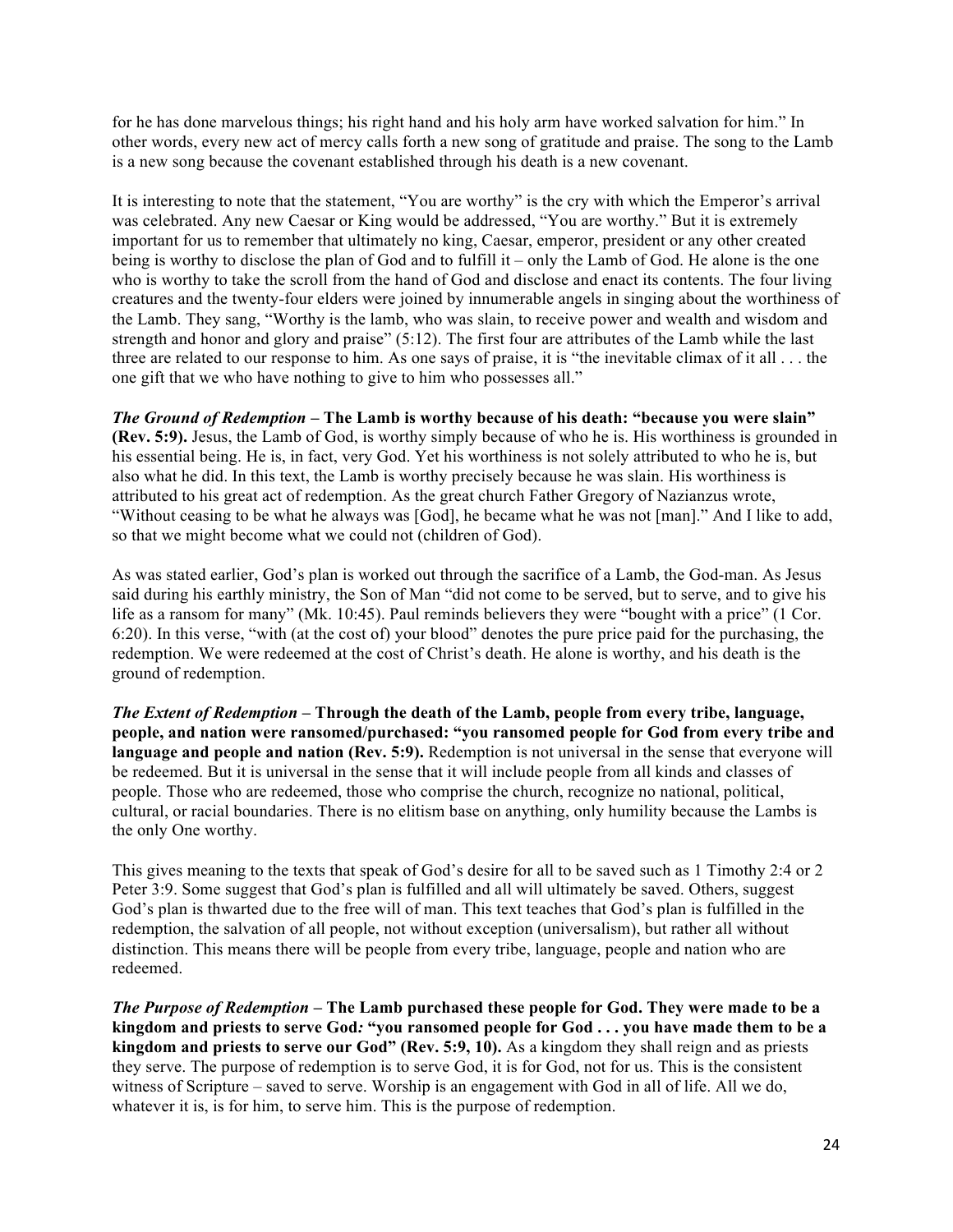for he has done marvelous things; his right hand and his holy arm have worked salvation for him." In other words, every new act of mercy calls forth a new song of gratitude and praise. The song to the Lamb is a new song because the covenant established through his death is a new covenant.

It is interesting to note that the statement, "You are worthy" is the cry with which the Emperor's arrival was celebrated. Any new Caesar or King would be addressed, "You are worthy." But it is extremely important for us to remember that ultimately no king, Caesar, emperor, president or any other created being is worthy to disclose the plan of God and to fulfill it – only the Lamb of God. He alone is the one who is worthy to take the scroll from the hand of God and disclose and enact its contents. The four living creatures and the twenty-four elders were joined by innumerable angels in singing about the worthiness of the Lamb. They sang, "Worthy is the lamb, who was slain, to receive power and wealth and wisdom and strength and honor and glory and praise" (5:12). The first four are attributes of the Lamb while the last three are related to our response to him. As one says of praise, it is "the inevitable climax of it all . . . the one gift that we who have nothing to give to him who possesses all."

***The Ground of Redemption* – The Lamb is worthy because of his death: "because you were slain" (Rev. 5:9).** Jesus, the Lamb of God, is worthy simply because of who he is. His worthiness is grounded in his essential being. He is, in fact, very God. Yet his worthiness is not solely attributed to who he is, but also what he did. In this text, the Lamb is worthy precisely because he was slain. His worthiness is attributed to his great act of redemption. As the great church Father Gregory of Nazianzus wrote, "Without ceasing to be what he always was [God], he became what he was not [man]." And I like to add, so that we might become what we could not (children of God).

As was stated earlier, God's plan is worked out through the sacrifice of a Lamb, the God-man. As Jesus said during his earthly ministry, the Son of Man "did not come to be served, but to serve, and to give his life as a ransom for many" (Mk. 10:45). Paul reminds believers they were "bought with a price" (1 Cor. 6:20). In this verse, "with (at the cost of) your blood" denotes the pure price paid for the purchasing, the redemption. We were redeemed at the cost of Christ's death. He alone is worthy, and his death is the ground of redemption.

***The Extent of Redemption* – Through the death of the Lamb, people from every tribe, language, people, and nation were ransomed/purchased: "you ransomed people for God from every tribe and language and people and nation (Rev. 5:9).** Redemption is not universal in the sense that everyone will be redeemed. But it is universal in the sense that it will include people from all kinds and classes of people. Those who are redeemed, those who comprise the church, recognize no national, political, cultural, or racial boundaries. There is no elitism base on anything, only humility because the Lambs is the only One worthy.

This gives meaning to the texts that speak of God's desire for all to be saved such as 1 Timothy 2:4 or 2 Peter 3:9. Some suggest that God's plan is fulfilled and all will ultimately be saved. Others, suggest God's plan is thwarted due to the free will of man. This text teaches that God's plan is fulfilled in the redemption, the salvation of all people, not without exception (universalism), but rather all without distinction. This means there will be people from every tribe, language, people and nation who are redeemed.

***The Purpose of Redemption* – The Lamb purchased these people for God. They were made to be a kingdom and priests to serve God*:* "you ransomed people for God . . . you have made them to be a kingdom and priests to serve our God" (Rev. 5:9, 10).** As a kingdom they shall reign and as priests they serve. The purpose of redemption is to serve God, it is for God, not for us. This is the consistent witness of Scripture – saved to serve. Worship is an engagement with God in all of life. All we do, whatever it is, is for him, to serve him. This is the purpose of redemption.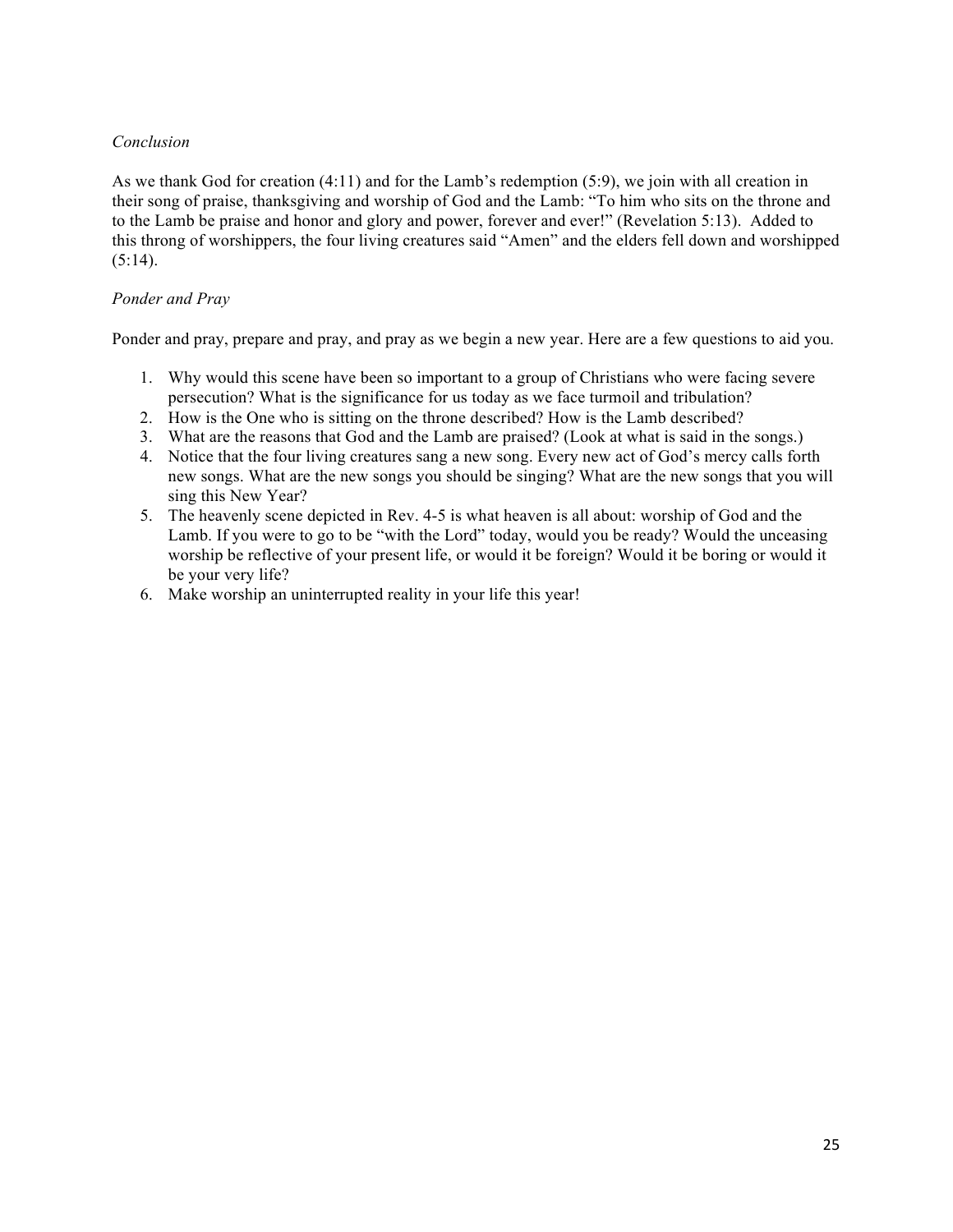*Conclusion*

As we thank God for creation (4:11) and for the Lamb's redemption (5:9), we join with all creation in their song of praise, thanksgiving and worship of God and the Lamb: "To him who sits on the throne and to the Lamb be praise and honor and glory and power, forever and ever!" (Revelation 5:13). Added to this throng of worshippers, the four living creatures said "Amen" and the elders fell down and worshipped (5:14).

*Ponder and Pray*

Ponder and pray, prepare and pray, and pray as we begin a new year. Here are a few questions to aid you.

1. Why would this scene have been so important to a group of Christians who were facing severe persecution? What is the significance for us today as we face turmoil and tribulation?
2. How is the One who is sitting on the throne described? How is the Lamb described?
3. What are the reasons that God and the Lamb are praised? (Look at what is said in the songs.)
4. Notice that the four living creatures sang a new song. Every new act of God's mercy calls forth new songs. What are the new songs you should be singing? What are the new songs that you will sing this New Year?
5. The heavenly scene depicted in Rev. 4-5 is what heaven is all about: worship of God and the Lamb. If you were to go to be "with the Lord" today, would you be ready? Would the unceasing worship be reflective of your present life, or would it be foreign? Would it be boring or would it be your very life?
6. Make worship an uninterrupted reality in your life this year!